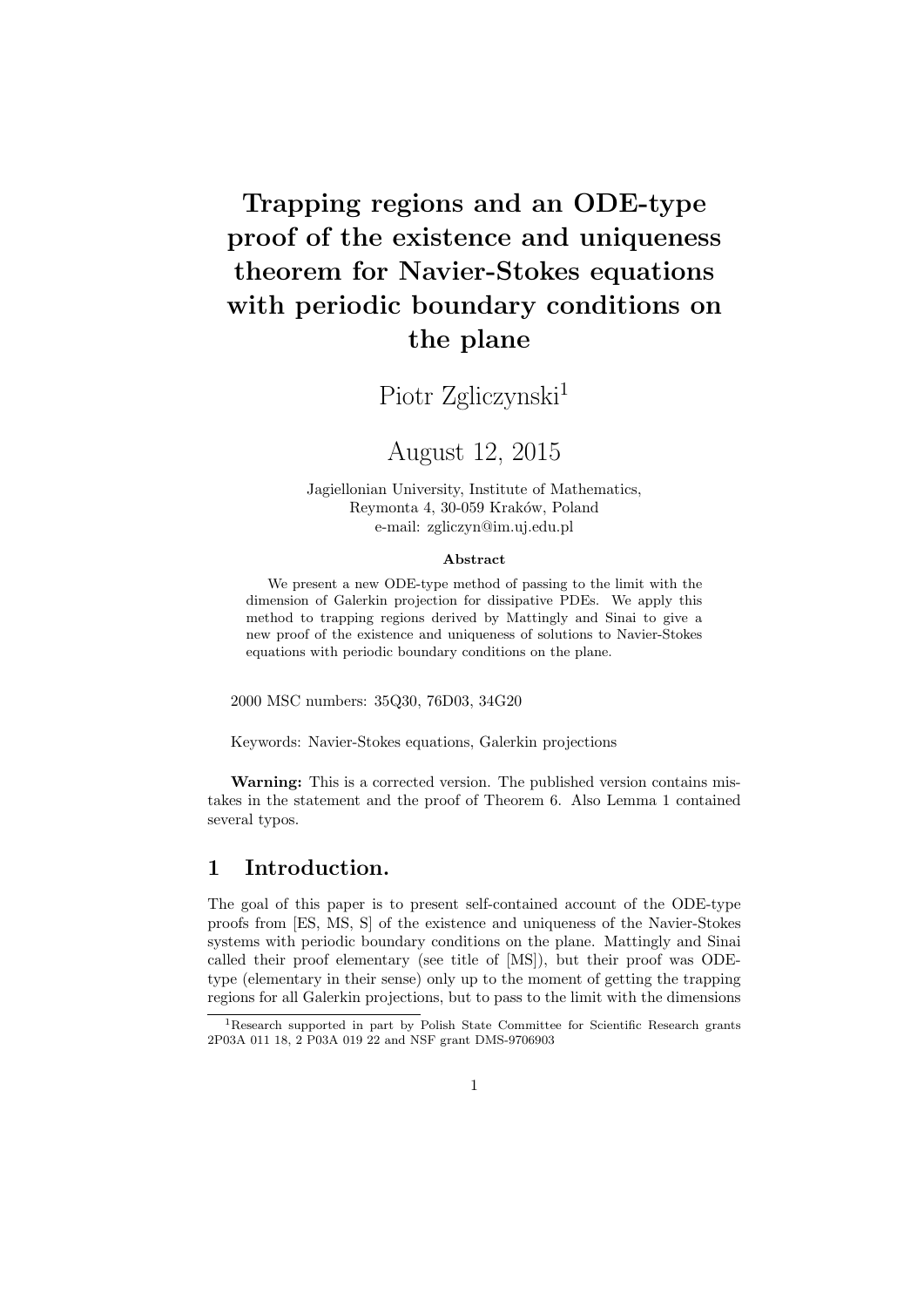# Trapping regions and an ODE-type proof of the existence and uniqueness theorem for Navier-Stokes equations with periodic boundary conditions on the plane

Piotr Zgliczynski[1]

August 12, 2015

Jagiellonian University, Institute of Mathematics,
Reymonta 4, 30-059 Kraków, Poland
e-mail: zgliczyn@im.uj.edu.pl

**Abstract**

We present a new ODE-type method of passing to the limit with the dimension of Galerkin projection for dissipative PDEs. We apply this method to trapping regions derived by Mattingly and Sinai to give a new proof of the existence and uniqueness of solutions to Navier-Stokes equations with periodic boundary conditions on the plane.

2000 MSC numbers: 35Q30, 76D03, 34G20

Keywords: Navier-Stokes equations, Galerkin projections

**Warning:** This is a corrected version. The published version contains mistakes in the statement and the proof of Theorem 6. Also Lemma 1 contained several typos.

## 1 Introduction.

The goal of this paper is to present self-contained account of the ODE-type proofs from [ES, MS, S] of the existence and uniqueness of the Navier-Stokes systems with periodic boundary conditions on the plane. Mattingly and Sinai called their proof elementary (see title of [MS]), but their proof was ODE-type (elementary in their sense) only up to the moment of getting the trapping regions for all Galerkin projections, but to pass to the limit with the dimensions

[1] Research supported in part by Polish State Committee for Scientific Research grants 2P03A 011 18, 2 P03A 019 22 and NSF grant DMS-9706903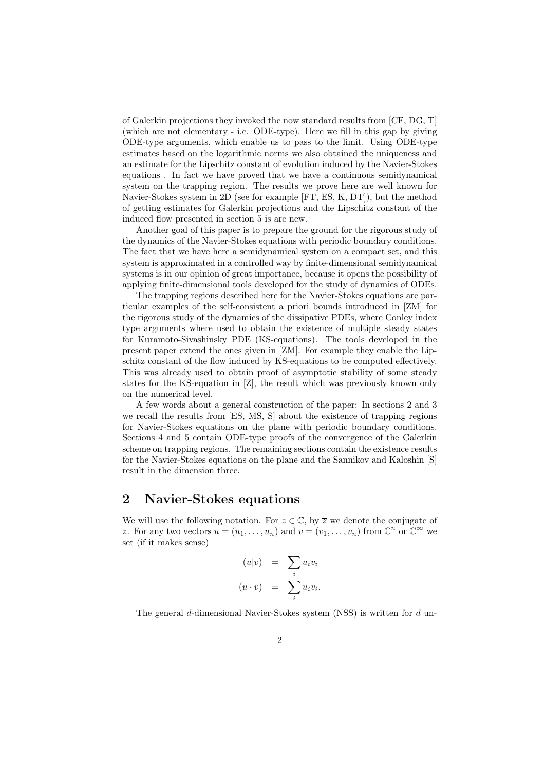of Galerkin projections they invoked the now standard results from [CF, DG, T] (which are not elementary - i.e. ODE-type). Here we fill in this gap by giving ODE-type arguments, which enable us to pass to the limit. Using ODE-type estimates based on the logarithmic norms we also obtained the uniqueness and an estimate for the Lipschitz constant of evolution induced by the Navier-Stokes equations . In fact we have proved that we have a continuous semidynamical system on the trapping region. The results we prove here are well known for Navier-Stokes system in 2D (see for example [FT, ES, K, DT]), but the method of getting estimates for Galerkin projections and the Lipschitz constant of the induced flow presented in section 5 is are new.

Another goal of this paper is to prepare the ground for the rigorous study of the dynamics of the Navier-Stokes equations with periodic boundary conditions. The fact that we have here a semidynamical system on a compact set, and this system is approximated in a controlled way by finite-dimensional semidynamical systems is in our opinion of great importance, because it opens the possibility of applying finite-dimensional tools developed for the study of dynamics of ODEs.

The trapping regions described here for the Navier-Stokes equations are particular examples of the self-consistent a priori bounds introduced in [ZM] for the rigorous study of the dynamics of the dissipative PDEs, where Conley index type arguments where used to obtain the existence of multiple steady states for Kuramoto-Sivashinsky PDE (KS-equations). The tools developed in the present paper extend the ones given in [ZM]. For example they enable the Lipschitz constant of the flow induced by KS-equations to be computed effectively. This was already used to obtain proof of asymptotic stability of some steady states for the KS-equation in [Z], the result which was previously known only on the numerical level.

A few words about a general construction of the paper: In sections 2 and 3 we recall the results from [ES, MS, S] about the existence of trapping regions for Navier-Stokes equations on the plane with periodic boundary conditions. Sections 4 and 5 contain ODE-type proofs of the convergence of the Galerkin scheme on trapping regions. The remaining sections contain the existence results for the Navier-Stokes equations on the plane and the Sannikov and Kaloshin [S] result in the dimension three.

## 2 Navier-Stokes equations

We will use the following notation. For $z \in \mathbb{C}$, by $\overline{z}$ we denote the conjugate of $z$. For any two vectors $u = (u_1, \ldots, u_n)$ and $v = (v_1, \ldots, v_n)$ from $\mathbb{C}^n$ or $\mathbb{C}^\infty$ we set (if it makes sense)

$$
\begin{aligned}
(u|v) &= \sum_i u_i \overline{v_i} \\
(u \cdot v) &= \sum_i u_i v_i.
\end{aligned}
$$

The general $d$-dimensional Navier-Stokes system (NSS) is written for $d$ un-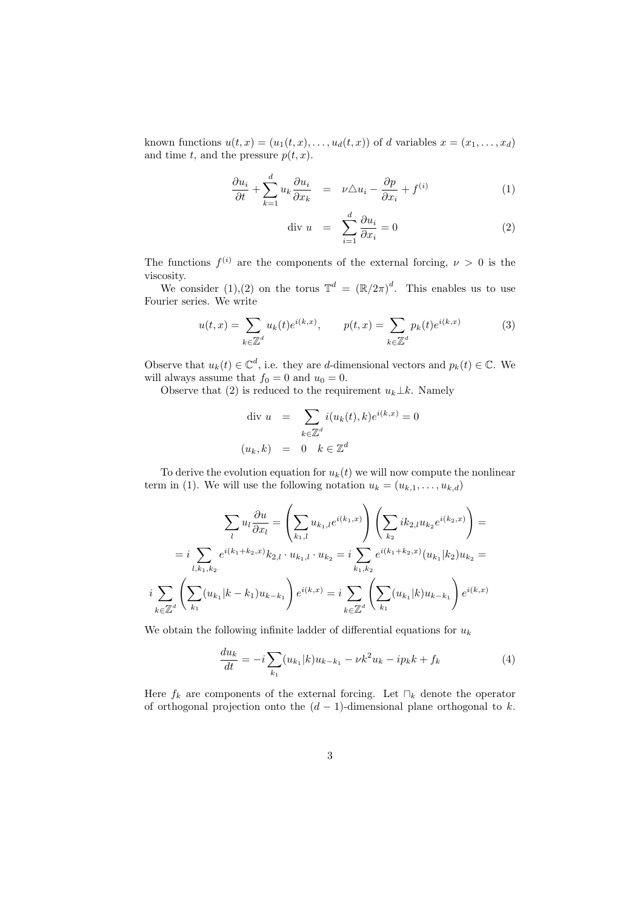known functions $u(t,x) = (u_1(t,x), \ldots, u_d(t,x))$ of $d$ variables $x = (x_1, \ldots, x_d)$ and time $t$, and the pressure $p(t,x)$.

$$
\begin{aligned}
\frac{\partial u_i}{\partial t} + \sum_{k=1}^{d} u_k \frac{\partial u_i}{\partial x_k} &= \nu \triangle u_i - \frac{\partial p}{\partial x_i} + f^{(i)} && (1)\\
\text{div } u &= \sum_{i=1}^{d} \frac{\partial u_i}{\partial x_i} = 0 && (2)
\end{aligned}
$$

The functions $f^{(i)}$ are the components of the external forcing, $\nu > 0$ is the viscosity.

We consider (1),(2) on the torus $\mathbb{T}^d = (\mathbb{R}/2\pi)^d$. This enables us to use Fourier series. We write

$$
u(t,x) = \sum_{k \in \mathbb{Z}^d} u_k(t) e^{i(k,x)}, \qquad p(t,x) = \sum_{k \in \mathbb{Z}^d} p_k(t) e^{i(k,x)} \tag{3}
$$

Observe that $u_k(t) \in \mathbb{C}^d$, i.e. they are $d$-dimensional vectors and $p_k(t) \in \mathbb{C}$. We will always assume that $f_0 = 0$ and $u_0 = 0$.

Observe that (2) is reduced to the requirement $u_k \perp k$. Namely

$$
\begin{aligned}
\text{div } u &= \sum_{k \in \mathbb{Z}^d} i(u_k(t), k) e^{i(k,x)} = 0\\
(u_k, k) &= 0 \quad k \in \mathbb{Z}^d
\end{aligned}
$$

To derive the evolution equation for $u_k(t)$ we will now compute the nonlinear term in (1). We will use the following notation $u_k = (u_{k,1}, \ldots, u_{k,d})$

$$
\begin{aligned}
\sum_l u_l \frac{\partial u}{\partial x_l} &= \left( \sum_{k_1,l} u_{k_1,l} e^{i(k_1,x)} \right) \left( \sum_{k_2} i k_{2,l} u_{k_2} e^{i(k_2,x)} \right) =\\
= i \sum_{l,k_1,k_2} e^{i(k_1+k_2,x)} k_{2,l} \cdot u_{k_1,l} \cdot u_{k_2} &= i \sum_{k_1,k_2} e^{i(k_1+k_2,x)} (u_{k_1}|k_2) u_{k_2} =\\
i \sum_{k \in \mathbb{Z}^d} \left( \sum_{k_1} (u_{k_1}|k-k_1) u_{k-k_1} \right) e^{i(k,x)} &= i \sum_{k \in \mathbb{Z}^d} \left( \sum_{k_1} (u_{k_1}|k) u_{k-k_1} \right) e^{i(k,x)}
\end{aligned}
$$

We obtain the following infinite ladder of differential equations for $u_k$

$$
\frac{du_k}{dt} = -i \sum_{k_1} (u_{k_1}|k) u_{k-k_1} - \nu k^2 u_k - i p_k k + f_k \tag{4}
$$

Here $f_k$ are components of the external forcing. Let $\sqcap_k$ denote the operator of orthogonal projection onto the $(d-1)$-dimensional plane orthogonal to $k$.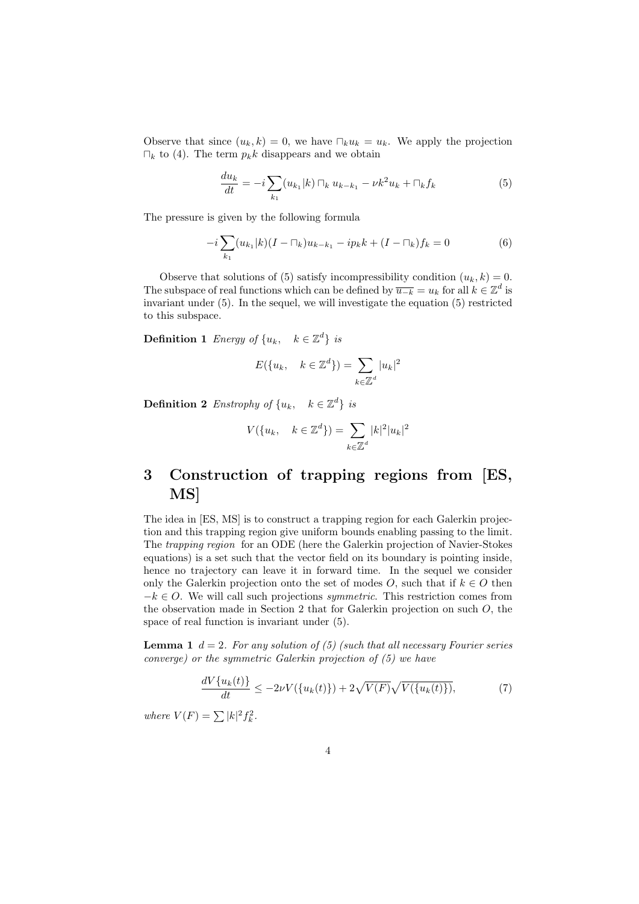Observe that since $(u_k, k) = 0$, we have $\sqcap_k u_k = u_k$. We apply the projection $\sqcap_k$ to (4). The term $p_k k$ disappears and we obtain

$$\frac{du_k}{dt} = -i \sum_{k_1} (u_{k_1}|k) \sqcap_k u_{k-k_1} - \nu k^2 u_k + \sqcap_k f_k \tag{5}$$

The pressure is given by the following formula

$$-i \sum_{k_1} (u_{k_1}|k)(I - \sqcap_k) u_{k-k_1} - i p_k k + (I - \sqcap_k) f_k = 0 \tag{6}$$

Observe that solutions of (5) satisfy incompressibility condition $(u_k, k) = 0$. The subspace of real functions which can be defined by $\overline{u_{-k}} = u_k$ for all $k \in \mathbb{Z}^d$ is invariant under (5). In the sequel, we will investigate the equation (5) restricted to this subspace.

**Definition 1** *Energy of* $\{u_k, \quad k \in \mathbb{Z}^d\}$ *is*

$$E(\{u_k, \quad k \in \mathbb{Z}^d\}) = \sum_{k \in \mathbb{Z}^d} |u_k|^2$$

**Definition 2** *Enstrophy of* $\{u_k, \quad k \in \mathbb{Z}^d\}$ *is*

$$V(\{u_k, \quad k \in \mathbb{Z}^d\}) = \sum_{k \in \mathbb{Z}^d} |k|^2 |u_k|^2$$

# 3 Construction of trapping regions from [ES, MS]

The idea in [ES, MS] is to construct a trapping region for each Galerkin projection and this trapping region give uniform bounds enabling passing to the limit. The *trapping region* for an ODE (here the Galerkin projection of Navier-Stokes equations) is a set such that the vector field on its boundary is pointing inside, hence no trajectory can leave it in forward time. In the sequel we consider only the Galerkin projection onto the set of modes $O$, such that if $k \in O$ then $-k \in O$. We will call such projections *symmetric*. This restriction comes from the observation made in Section 2 that for Galerkin projection on such $O$, the space of real function is invariant under (5).

**Lemma 1** *$d = 2$. For any solution of (5) (such that all necessary Fourier series converge) or the symmetric Galerkin projection of (5) we have*

$$\frac{dV\{u_k(t)\}}{dt} \leq -2\nu V(\{u_k(t)\}) + 2\sqrt{V(F)}\sqrt{V(\{u_k(t)\})}, \tag{7}$$

*where* $V(F) = \sum |k|^2 f_k^2$.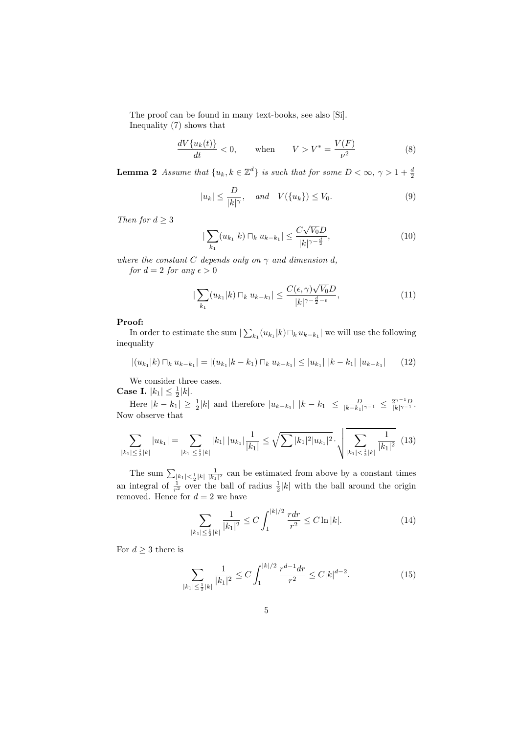The proof can be found in many text-books, see also [Si].

Inequality (7) shows that

$$\frac{dV\{u_k(t)\}}{dt} < 0, \qquad \text{when} \qquad V > V^* = \frac{V(F)}{\nu^2} \tag{8}$$

**Lemma 2** *Assume that $\{u_k, k \in \mathbb{Z}^d\}$ is such that for some $D < \infty$, $\gamma > 1 + \frac{d}{2}$*

$$|u_k| \leq \frac{D}{|k|^\gamma}, \quad \text{and} \quad V(\{u_k\}) \leq V_0. \tag{9}$$

*Then for $d \geq 3$*

$$|\sum_{k_1} (u_{k_1}|k) \sqcap_k u_{k-k_1}| \leq \frac{C\sqrt{V_0}D}{|k|^{\gamma - \frac{d}{2}}}, \tag{10}$$

*where the constant $C$ depends only on $\gamma$ and dimension $d$,*

*for $d = 2$ for any $\epsilon > 0$*

$$|\sum_{k_1} (u_{k_1}|k) \sqcap_k u_{k-k_1}| \leq \frac{C(\epsilon, \gamma)\sqrt{V_0}D}{|k|^{\gamma - \frac{d}{2} - \epsilon}}, \tag{11}$$

**Proof:**

In order to estimate the sum $|\sum_{k_1} (u_{k_1}|k) \sqcap_k u_{k-k_1}|$ we will use the following inequality

$$|(u_{k_1}|k) \sqcap_k u_{k-k_1}| = |(u_{k_1}|k - k_1) \sqcap_k u_{k-k_1}| \leq |u_{k_1}| \; |k - k_1| \; |u_{k-k_1}| \tag{12}$$

We consider three cases.

**Case I.** $|k_1| \leq \frac{1}{2}|k|$.

Here $|k - k_1| \geq \frac{1}{2}|k|$ and therefore $|u_{k-k_1}| \; |k - k_1| \leq \frac{D}{|k-k_1|^{\gamma-1}} \leq \frac{2^{\gamma-1}D}{|k|^{\gamma-1}}$. Now observe that

$$\sum_{|k_1| \leq \frac{1}{2}|k|} |u_{k_1}| = \sum_{|k_1| \leq \frac{1}{2}|k|} |k_1| \; |u_{k_1}| \frac{1}{|k_1|} \leq \sqrt{\sum |k_1|^2 |u_{k_1}|^2} \cdot \sqrt{\sum_{|k_1| < \frac{1}{2}|k|} \frac{1}{|k_1|^2}} \tag{13}$$

The sum $\sum_{|k_1| < \frac{1}{2}|k|} \frac{1}{|k_1|^2}$ can be estimated from above by a constant times an integral of $\frac{1}{r^2}$ over the ball of radius $\frac{1}{2}|k|$ with the ball around the origin removed. Hence for $d = 2$ we have

$$\sum_{|k_1| \leq \frac{1}{2}|k|} \frac{1}{|k_1|^2} \leq C \int_1^{|k|/2} \frac{r dr}{r^2} \leq C \ln |k|. \tag{14}$$

For $d \geq 3$ there is

$$\sum_{|k_1| \leq \frac{1}{2}|k|} \frac{1}{|k_1|^2} \leq C \int_1^{|k|/2} \frac{r^{d-1} dr}{r^2} \leq C|k|^{d-2}. \tag{15}$$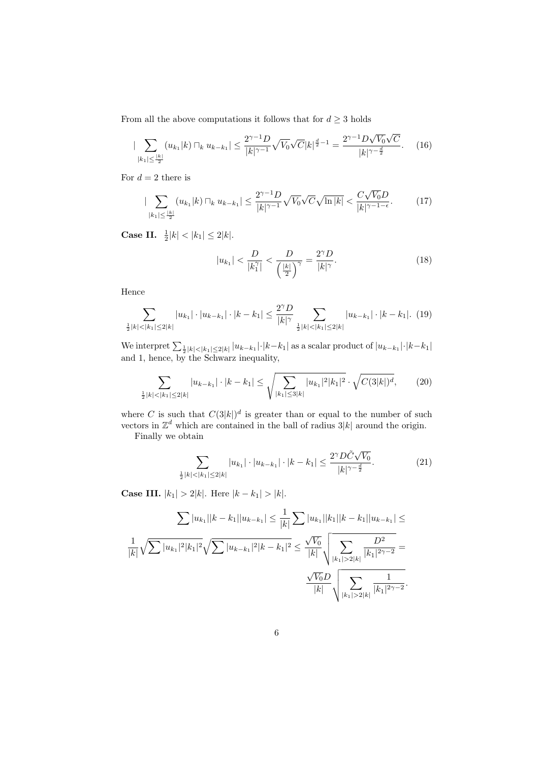From all the above computations it follows that for $d \geq 3$ holds

$$
|\sum_{|k_1|\leq \frac{|k|}{2}} (u_{k_1}|k) \sqcap_k u_{k-k_1}| \leq \frac{2^{\gamma-1}D}{|k|^{\gamma-1}}\sqrt{V_0}\sqrt{C}|k|^{\frac{d}{2}-1} = \frac{2^{\gamma-1}D\sqrt{V_0}\sqrt{C}}{|k|^{\gamma-\frac{d}{2}}}. \quad (16)
$$

For $d = 2$ there is

$$
|\sum_{|k_1|\leq \frac{|k|}{2}} (u_{k_1}|k) \sqcap_k u_{k-k_1}| \leq \frac{2^{\gamma-1}D}{|k|^{\gamma-1}}\sqrt{V_0}\sqrt{C}\sqrt{\ln|k|} < \frac{C\sqrt{V_0}D}{|k|^{\gamma-1-\epsilon}}. \quad (17)
$$

**Case II.** $\frac{1}{2}|k| < |k_1| \leq 2|k|$.

$$
|u_{k_1}| < \frac{D}{|k_1^{\gamma}|} < \frac{D}{\left(\frac{|k|}{2}\right)^{\gamma}} = \frac{2^{\gamma}D}{|k|^{\gamma}}. \quad (18)
$$

Hence

$$
\sum_{\frac{1}{2}|k|<|k_1|\leq 2|k|} |u_{k_1}| \cdot |u_{k-k_1}| \cdot |k-k_1| \leq \frac{2^{\gamma}D}{|k|^{\gamma}} \sum_{\frac{1}{2}|k|<|k_1|\leq 2|k|} |u_{k-k_1}| \cdot |k-k_1|. \quad (19)
$$

We interpret $\sum_{\frac{1}{2}|k|<|k_1|\leq 2|k|} |u_{k-k_1}|\cdot|k-k_1|$ as a scalar product of $|u_{k-k_1}|\cdot|k-k_1|$ and 1, hence, by the Schwarz inequality,

$$
\sum_{\frac{1}{2}|k|<|k_1|\leq 2|k|} |u_{k-k_1}| \cdot |k-k_1| \leq \sqrt{\sum_{|k_1|\leq 3|k|} |u_{k_1}|^2|k_1|^2} \cdot \sqrt{C(3|k|)^d}, \quad (20)
$$

where $C$ is such that $C(3|k|)^d$ is greater than or equal to the number of such vectors in $\mathbb{Z}^d$ which are contained in the ball of radius $3|k|$ around the origin.

Finally we obtain

$$
\sum_{\frac{1}{2}|k|<|k_1|\leq 2|k|} |u_{k_1}| \cdot |u_{k-k_1}| \cdot |k-k_1| \leq \frac{2^{\gamma}D\tilde{C}\sqrt{V_0}}{|k|^{\gamma-\frac{d}{2}}}. \quad (21)
$$

**Case III.** $|k_1| > 2|k|$. Here $|k-k_1| > |k|$.

$$
\sum |u_{k_1}||k-k_1||u_{k-k_1}| \leq \frac{1}{|k|}\sum |u_{k_1}||k_1||k-k_1||u_{k-k_1}| \leq
$$

$$
\frac{1}{|k|}\sqrt{\sum |u_{k_1}|^2|k_1|^2}\sqrt{\sum |u_{k-k_1}|^2|k-k_1|^2} \leq \frac{\sqrt{V_0}}{|k|}\sqrt{\sum_{|k_1|>2|k|} \frac{D^2}{|k_1|^{2\gamma-2}}} =
$$

$$
\frac{\sqrt{V_0}D}{|k|}\sqrt{\sum_{|k_1|>2|k|} \frac{1}{|k_1|^{2\gamma-2}}}.
$$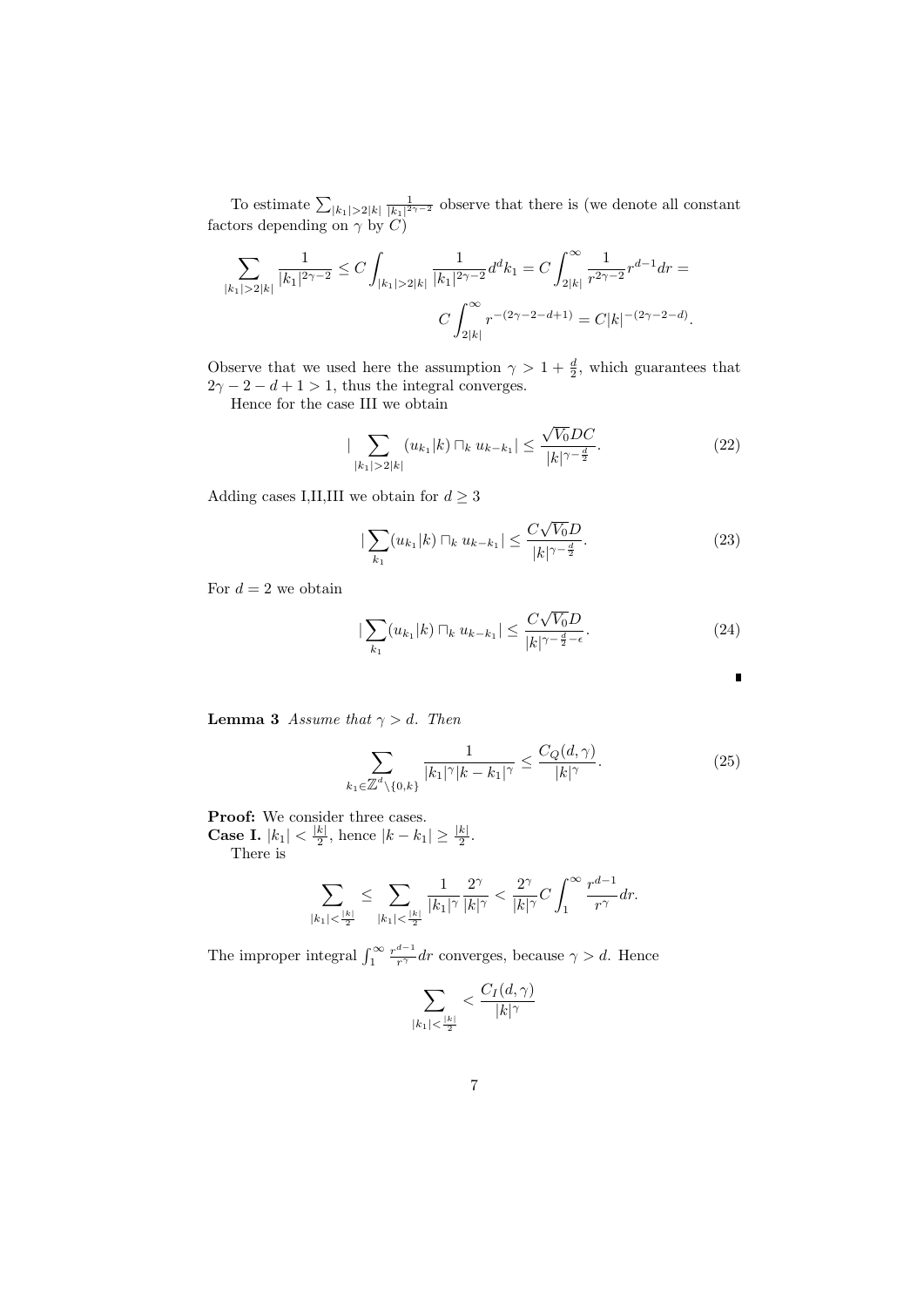To estimate $\sum_{|k_1|>2|k|} \frac{1}{|k_1|^{2\gamma-2}}$ observe that there is (we denote all constant factors depending on $\gamma$ by $C$)

$$\sum_{|k_1|>2|k|} \frac{1}{|k_1|^{2\gamma-2}} \leq C \int_{|k_1|>2|k|} \frac{1}{|k_1|^{2\gamma-2}} d^d k_1 = C \int_{2|k|}^{\infty} \frac{1}{r^{2\gamma-2}} r^{d-1} dr =$$

$$C \int_{2|k|}^{\infty} r^{-(2\gamma-2-d+1)} = C|k|^{-(2\gamma-2-d)}.$$

Observe that we used here the assumption $\gamma > 1 + \frac{d}{2}$, which guarantees that $2\gamma - 2 - d + 1 > 1$, thus the integral converges.

Hence for the case III we obtain

$$|\sum_{|k_1|>2|k|} (u_{k_1}|k) \sqcap_k u_{k-k_1}| \leq \frac{\sqrt{V_0}DC}{|k|^{\gamma-\frac{d}{2}}}. \tag{22}$$

Adding cases I,II,III we obtain for $d \geq 3$

$$|\sum_{k_1} (u_{k_1}|k) \sqcap_k u_{k-k_1}| \leq \frac{C\sqrt{V_0}D}{|k|^{\gamma-\frac{d}{2}}}. \tag{23}$$

For $d = 2$ we obtain

$$|\sum_{k_1} (u_{k_1}|k) \sqcap_k u_{k-k_1}| \leq \frac{C\sqrt{V_0}D}{|k|^{\gamma-\frac{d}{2}-\epsilon}}. \tag{24}$$

∎

**Lemma 3** *Assume that $\gamma > d$. Then*

$$\sum_{k_1 \in \mathbb{Z}^d \setminus \{0,k\}} \frac{1}{|k_1|^{\gamma} |k-k_1|^{\gamma}} \leq \frac{C_Q(d,\gamma)}{|k|^{\gamma}}. \tag{25}$$

**Proof:** We consider three cases.
**Case I.** $|k_1| < \frac{|k|}{2}$, hence $|k-k_1| \geq \frac{|k|}{2}$.

There is

$$\sum_{|k_1|<\frac{|k|}{2}} \leq \sum_{|k_1|<\frac{|k|}{2}} \frac{1}{|k_1|^{\gamma}} \frac{2^{\gamma}}{|k|^{\gamma}} < \frac{2^{\gamma}}{|k|^{\gamma}} C \int_1^{\infty} \frac{r^{d-1}}{r^{\gamma}} dr.$$

The improper integral $\int_1^{\infty} \frac{r^{d-1}}{r^{\gamma}} dr$ converges, because $\gamma > d$. Hence

$$\sum_{|k_1|<\frac{|k|}{2}} < \frac{C_I(d,\gamma)}{|k|^{\gamma}}$$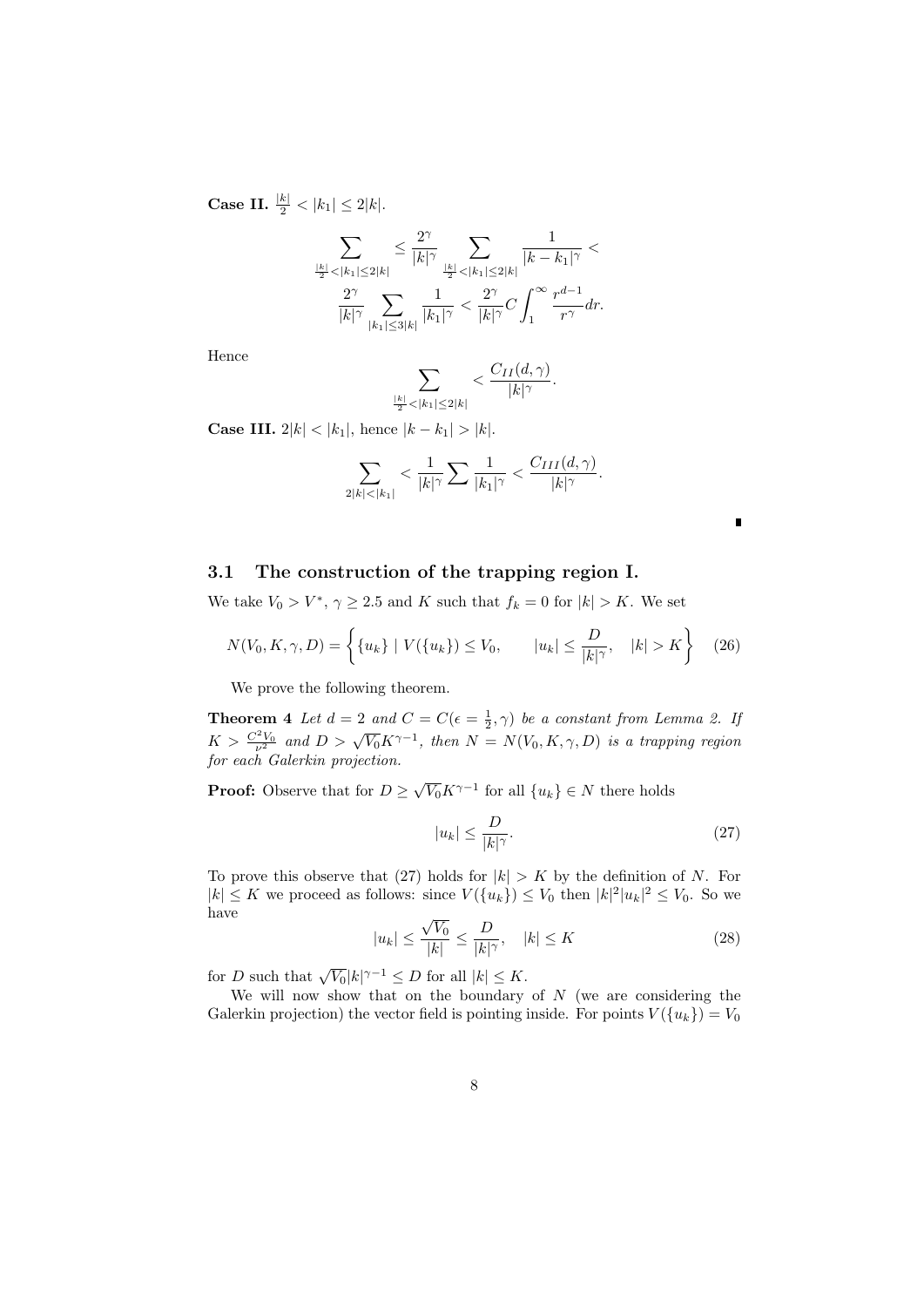**Case II.** $\frac{|k|}{2} < |k_1| \leq 2|k|$.

$$\sum_{\frac{|k|}{2}<|k_1|\leq 2|k|} \leq \frac{2^\gamma}{|k|^\gamma} \sum_{\frac{|k|}{2}<|k_1|\leq 2|k|} \frac{1}{|k-k_1|^\gamma} <$$
$$\frac{2^\gamma}{|k|^\gamma} \sum_{|k_1|\leq 3|k|} \frac{1}{|k_1|^\gamma} < \frac{2^\gamma}{|k|^\gamma} C \int_1^\infty \frac{r^{d-1}}{r^\gamma} dr.$$

Hence

$$\sum_{\frac{|k|}{2}<|k_1|\leq 2|k|} < \frac{C_{II}(d,\gamma)}{|k|^\gamma}.$$

**Case III.** $2|k| < |k_1|$, hence $|k-k_1| > |k|$.

$$\sum_{2|k|<|k_1|} < \frac{1}{|k|^\gamma} \sum \frac{1}{|k_1|^\gamma} < \frac{C_{III}(d,\gamma)}{|k|^\gamma}.$$

∎

### 3.1 The construction of the trapping region I.

We take $V_0 > V^*$, $\gamma \geq 2.5$ and $K$ such that $f_k = 0$ for $|k| > K$. We set

$$N(V_0, K, \gamma, D) = \left\{ \{u_k\} \mid V(\{u_k\}) \leq V_0, \qquad |u_k| \leq \frac{D}{|k|^\gamma}, \quad |k| > K \right\} \quad (26)$$

We prove the following theorem.

**Theorem 4** *Let $d = 2$ and $C = C(\epsilon = \frac{1}{2}, \gamma)$ be a constant from Lemma 2. If $K > \frac{C^2 V_0}{\nu^2}$ and $D > \sqrt{V_0} K^{\gamma-1}$, then $N = N(V_0, K, \gamma, D)$ is a trapping region for each Galerkin projection.*

**Proof:** Observe that for $D \geq \sqrt{V_0} K^{\gamma-1}$ for all $\{u_k\} \in N$ there holds

$$|u_k| \leq \frac{D}{|k|^\gamma}. \quad (27)$$

To prove this observe that (27) holds for $|k| > K$ by the definition of $N$. For $|k| \leq K$ we proceed as follows: since $V(\{u_k\}) \leq V_0$ then $|k|^2 |u_k|^2 \leq V_0$. So we have

$$|u_k| \leq \frac{\sqrt{V_0}}{|k|} \leq \frac{D}{|k|^\gamma}, \quad |k| \leq K \quad (28)$$

for $D$ such that $\sqrt{V_0}|k|^{\gamma-1} \leq D$ for all $|k| \leq K$.

We will now show that on the boundary of $N$ (we are considering the Galerkin projection) the vector field is pointing inside. For points $V(\{u_k\}) = V_0$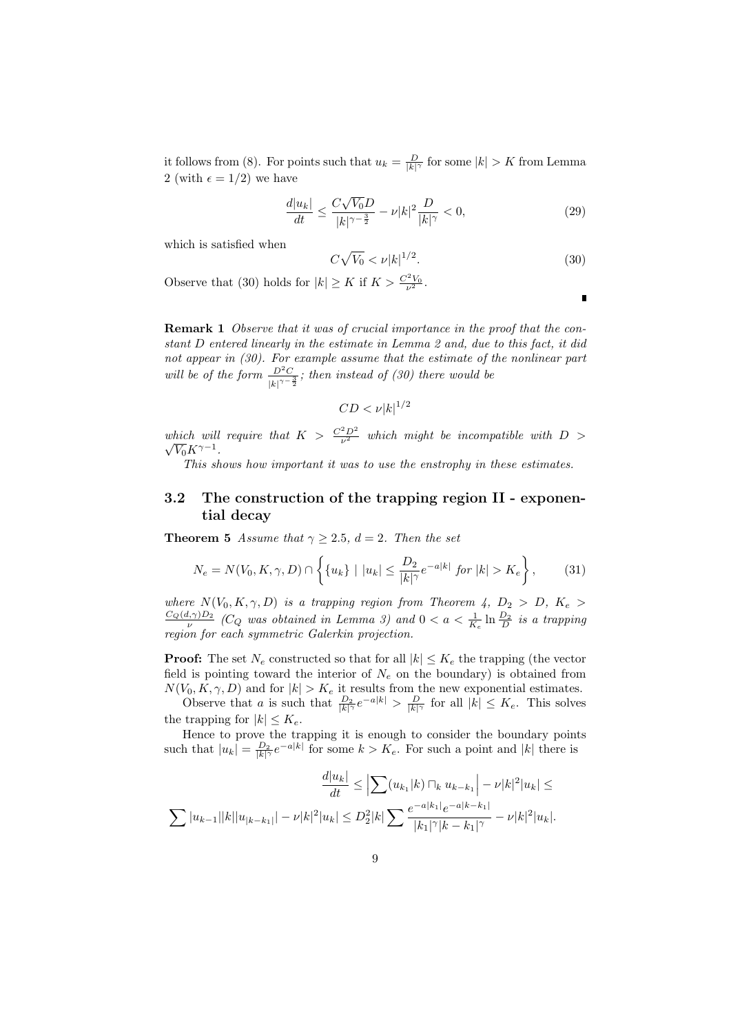it follows from (8). For points such that $u_k = \frac{D}{|k|^\gamma}$ for some $|k| > K$ from Lemma 2 (with $\epsilon = 1/2$) we have

$$\frac{d|u_k|}{dt} \leq \frac{C\sqrt{V_0}D}{|k|^{\gamma - \frac{3}{2}}} - \nu |k|^2 \frac{D}{|k|^\gamma} < 0, \tag{29}$$

which is satisfied when

$$C\sqrt{V_0} < \nu |k|^{1/2}. \tag{30}$$

Observe that (30) holds for $|k| \geq K$ if $K > \frac{C^2 V_0}{\nu^2}$.

∎

**Remark 1** *Observe that it was of crucial importance in the proof that the constant $D$ entered linearly in the estimate in Lemma 2 and, due to this fact, it did not appear in (30). For example assume that the estimate of the nonlinear part will be of the form $\frac{D^2 C}{|k|^{\gamma - \frac{3}{2}}}$; then instead of (30) there would be*

$$CD < \nu |k|^{1/2}$$

*which will require that $K > \frac{C^2 D^2}{\nu^2}$ which might be incompatible with $D > \sqrt{V_0} K^{\gamma - 1}$.*

*This shows how important it was to use the enstrophy in these estimates.*

## 3.2 The construction of the trapping region II - exponential decay

**Theorem 5** *Assume that $\gamma \geq 2.5$, $d = 2$. Then the set*

$$N_e = N(V_0, K, \gamma, D) \cap \left\{ \{u_k\} \mid |u_k| \leq \frac{D_2}{|k|^\gamma} e^{-a|k|} \text{ for } |k| > K_e \right\}, \tag{31}$$

*where $N(V_0, K, \gamma, D)$ is a trapping region from Theorem 4, $D_2 > D$, $K_e > \frac{C_Q(d,\gamma) D_2}{\nu}$ ($C_Q$ was obtained in Lemma 3) and $0 < a < \frac{1}{K_e} \ln \frac{D_2}{D}$ is a trapping region for each symmetric Galerkin projection.*

**Proof:** The set $N_e$ constructed so that for all $|k| \leq K_e$ the trapping (the vector field is pointing toward the interior of $N_e$ on the boundary) is obtained from $N(V_0, K, \gamma, D)$ and for $|k| > K_e$ it results from the new exponential estimates.

Observe that $a$ is such that $\frac{D_2}{|k|^\gamma} e^{-a|k|} > \frac{D}{|k|^\gamma}$ for all $|k| \leq K_e$. This solves the trapping for $|k| \leq K_e$.

Hence to prove the trapping it is enough to consider the boundary points such that $|u_k| = \frac{D_2}{|k|^\gamma} e^{-a|k|}$ for some $k > K_e$. For such a point and $|k|$ there is

$$\frac{d|u_k|}{dt} \leq \left| \sum (u_{k_1} | k) \sqcap_k u_{k - k_1} \right| - \nu |k|^2 |u_k| \leq$$

$$\sum |u_{k-1}| |k| |u_{|k - k_1|}| - \nu |k|^2 |u_k| \leq D_2^2 |k| \sum \frac{e^{-a|k_1|} e^{-a|k - k_1|}}{|k_1|^\gamma |k - k_1|^\gamma} - \nu |k|^2 |u_k|.$$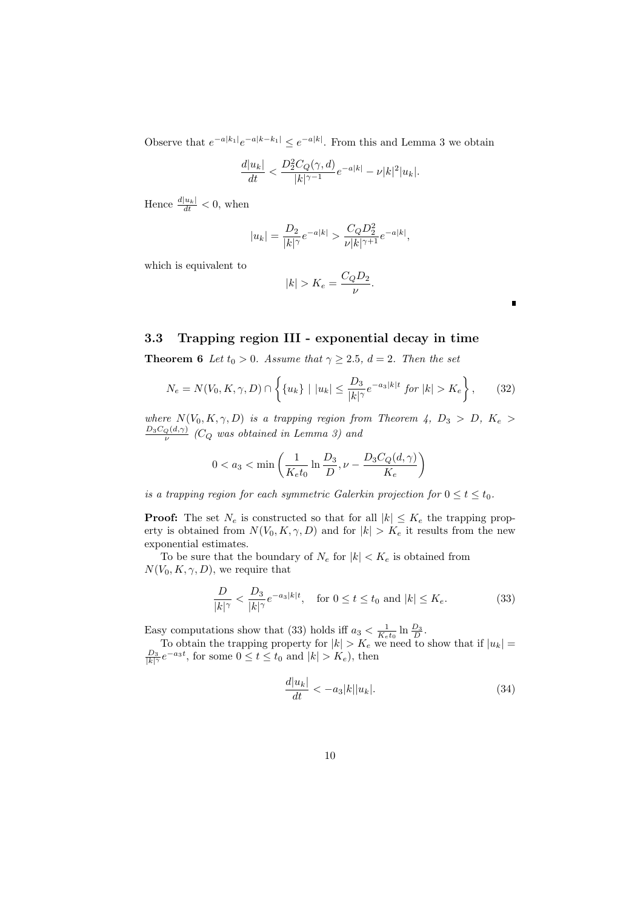Observe that $e^{-a|k_1|}e^{-a|k-k_1|} \leq e^{-a|k|}$. From this and Lemma 3 we obtain

$$\frac{d|u_k|}{dt} < \frac{D_2^2 C_Q(\gamma,d)}{|k|^{\gamma-1}} e^{-a|k|} - \nu|k|^2|u_k|.$$

Hence $\frac{d|u_k|}{dt} < 0$, when

$$|u_k| = \frac{D_2}{|k|^\gamma} e^{-a|k|} > \frac{C_Q D_2^2}{\nu |k|^{\gamma+1}} e^{-a|k|},$$

which is equivalent to

$$|k| > K_e = \frac{C_Q D_2}{\nu}.$$

∎

### 3.3 Trapping region III - exponential decay in time

**Theorem 6** *Let $t_0 > 0$. Assume that $\gamma \geq 2.5$, $d = 2$. Then the set*

$$N_e = N(V_0, K, \gamma, D) \cap \left\{ \{u_k\} \mid |u_k| \leq \frac{D_3}{|k|^\gamma} e^{-a_3|k|t} \text{ for } |k| > K_e \right\}, \tag{32}$$

*where $N(V_0, K, \gamma, D)$ is a trapping region from Theorem 4, $D_3 > D$, $K_e > \frac{D_3 C_Q(d,\gamma)}{\nu}$ ($C_Q$ was obtained in Lemma 3) and*

$$0 < a_3 < \min\left( \frac{1}{K_e t_0} \ln \frac{D_3}{D}, \nu - \frac{D_3 C_Q(d,\gamma)}{K_e} \right)$$

*is a trapping region for each symmetric Galerkin projection for $0 \leq t \leq t_0$.*

**Proof:** The set $N_e$ is constructed so that for all $|k| \leq K_e$ the trapping property is obtained from $N(V_0, K, \gamma, D)$ and for $|k| > K_e$ it results from the new exponential estimates.

To be sure that the boundary of $N_e$ for $|k| < K_e$ is obtained from $N(V_0, K, \gamma, D)$, we require that

$$\frac{D}{|k|^\gamma} < \frac{D_3}{|k|^\gamma} e^{-a_3|k|t}, \quad \text{for } 0 \leq t \leq t_0 \text{ and } |k| \leq K_e. \tag{33}$$

Easy computations show that (33) holds iff $a_3 < \frac{1}{K_e t_0} \ln \frac{D_3}{D}$.

To obtain the trapping property for $|k| > K_e$ we need to show that if $|u_k| = \frac{D_3}{|k|^\gamma} e^{-a_3 t}$, for some $0 \leq t \leq t_0$ and $|k| > K_e$), then

$$\frac{d|u_k|}{dt} < -a_3|k||u_k|. \tag{34}$$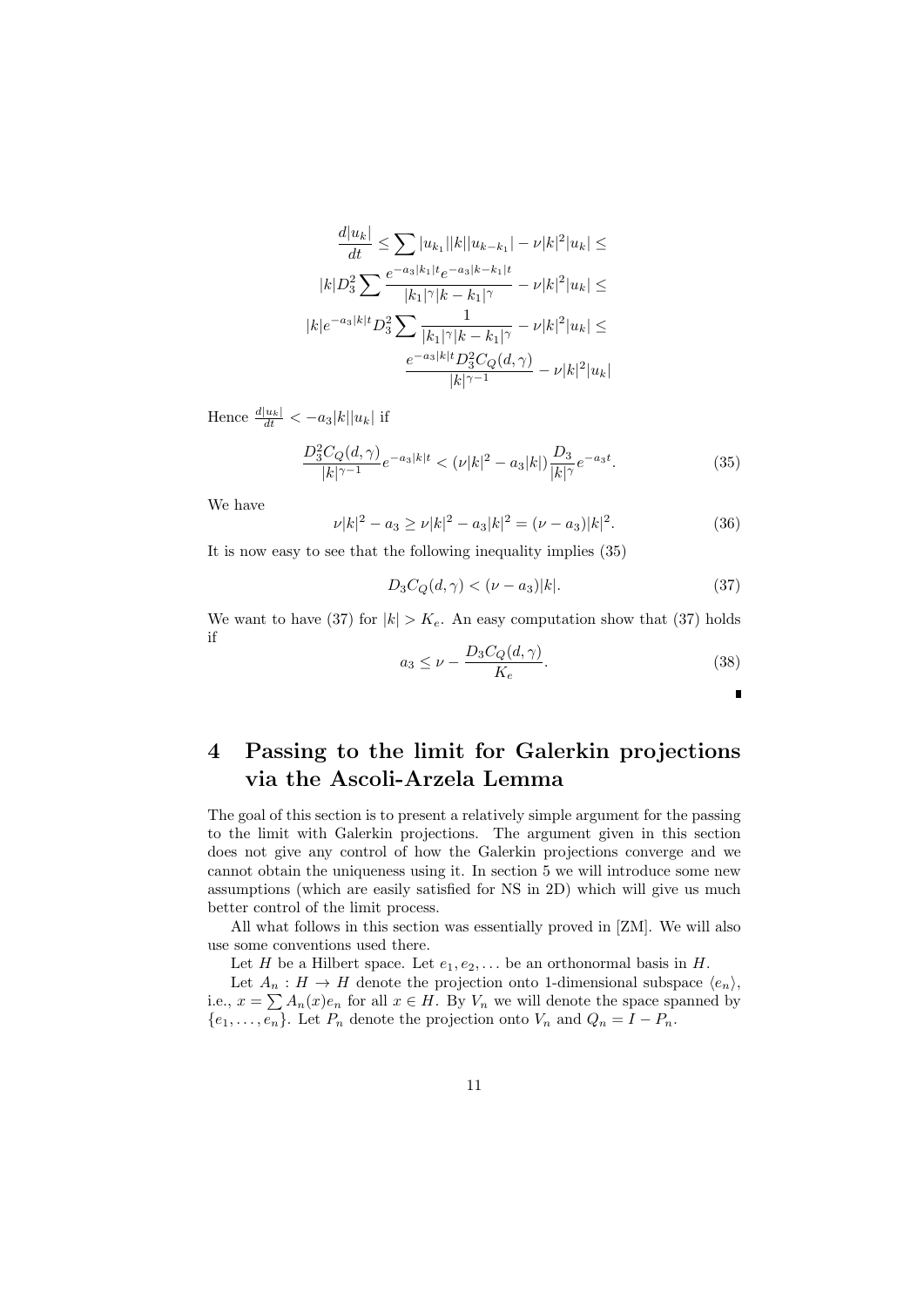$$
\begin{aligned}
\frac{d|u_k|}{dt} &\leq \sum |u_{k_1}||k||u_{k-k_1}| - \nu|k|^2|u_k| \leq \\
|k|D_3^2 \sum &\frac{e^{-a_3|k_1|t}e^{-a_3|k-k_1|t}}{|k_1|^\gamma|k-k_1|^\gamma} - \nu|k|^2|u_k| \leq \\
|k|e^{-a_3|k|t}D_3^2 \sum &\frac{1}{|k_1|^\gamma|k-k_1|^\gamma} - \nu|k|^2|u_k| \leq \\
&\frac{e^{-a_3|k|t}D_3^2 C_Q(d,\gamma)}{|k|^{\gamma-1}} - \nu|k|^2|u_k|
\end{aligned}
$$

Hence $\frac{d|u_k|}{dt} < -a_3|k||u_k|$ if

$$
\frac{D_3^2 C_Q(d,\gamma)}{|k|^{\gamma-1}} e^{-a_3|k|t} < (\nu|k|^2 - a_3|k|)\frac{D_3}{|k|^\gamma}e^{-a_3 t}. \tag{35}
$$

We have

$$
\nu|k|^2 - a_3 \geq \nu|k|^2 - a_3|k|^2 = (\nu - a_3)|k|^2. \tag{36}
$$

It is now easy to see that the following inequality implies (35)

$$
D_3 C_Q(d,\gamma) < (\nu - a_3)|k|. \tag{37}
$$

We want to have (37) for $|k| > K_e$. An easy computation show that (37) holds if

$$
a_3 \leq \nu - \frac{D_3 C_Q(d,\gamma)}{K_e}. \tag{38}
$$

∎

# 4 Passing to the limit for Galerkin projections via the Ascoli-Arzela Lemma

The goal of this section is to present a relatively simple argument for the passing to the limit with Galerkin projections. The argument given in this section does not give any control of how the Galerkin projections converge and we cannot obtain the uniqueness using it. In section 5 we will introduce some new assumptions (which are easily satisfied for NS in 2D) which will give us much better control of the limit process.

All what follows in this section was essentially proved in [ZM]. We will also use some conventions used there.

Let $H$ be a Hilbert space. Let $e_1, e_2, \dots$ be an orthonormal basis in $H$.

Let $A_n : H \to H$ denote the projection onto 1-dimensional subspace $\langle e_n \rangle$, i.e., $x = \sum A_n(x)e_n$ for all $x \in H$. By $V_n$ we will denote the space spanned by $\{e_1, \dots, e_n\}$. Let $P_n$ denote the projection onto $V_n$ and $Q_n = I - P_n$.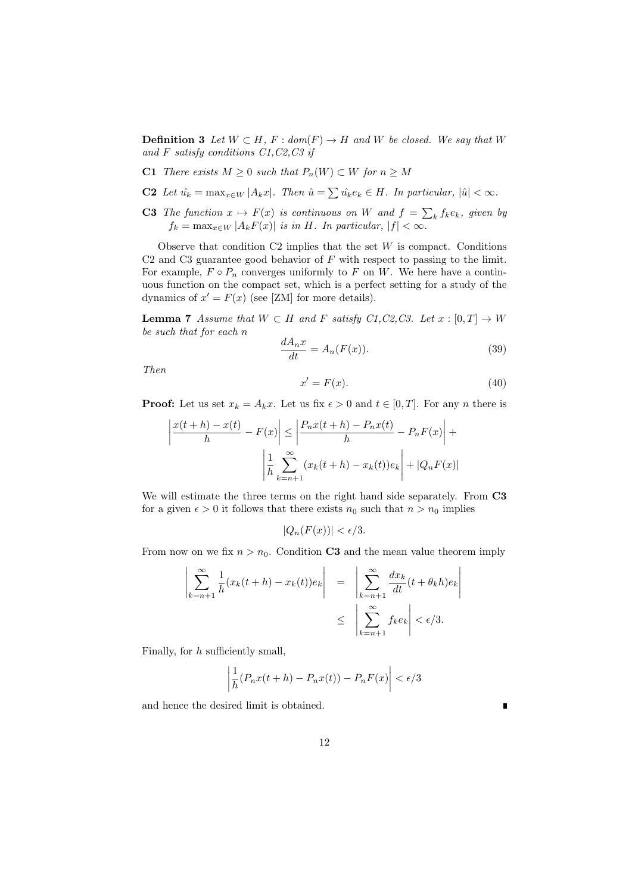**Definition 3** *Let $W \subset H$, $F : dom(F) \to H$ and $W$ be closed. We say that $W$ and $F$ satisfy conditions C1,C2,C3 if*

**C1** *There exists $M \geq 0$ such that $P_n(W) \subset W$ for $n \geq M$*

**C2** *Let $\hat{u_k} = \max_{x \in W} |A_k x|$. Then $\hat{u} = \sum \hat{u_k} e_k \in H$. In particular, $|\hat{u}| < \infty$.*

**C3** *The function $x \mapsto F(x)$ is continuous on $W$ and $f = \sum_k f_k e_k$, given by $f_k = \max_{x \in W} |A_k F(x)|$ is in $H$. In particular, $|f| < \infty$.*

Observe that condition C2 implies that the set $W$ is compact. Conditions C2 and C3 guarantee good behavior of $F$ with respect to passing to the limit. For example, $F \circ P_n$ converges uniformly to $F$ on $W$. We here have a continuous function on the compact set, which is a perfect setting for a study of the dynamics of $x' = F(x)$ (see [ZM] for more details).

**Lemma 7** *Assume that $W \subset H$ and $F$ satisfy C1,C2,C3. Let $x : [0, T] \to W$ be such that for each $n$*

$$\frac{dA_n x}{dt} = A_n(F(x)). \tag{39}$$

*Then*

$$x' = F(x). \tag{40}$$

**Proof:** Let us set $x_k = A_k x$. Let us fix $\epsilon > 0$ and $t \in [0, T]$. For any $n$ there is

$$\left| \frac{x(t+h) - x(t)}{h} - F(x) \right| \leq \left| \frac{P_n x(t+h) - P_n x(t)}{h} - P_n F(x) \right| + \left| \frac{1}{h} \sum_{k=n+1}^{\infty} (x_k(t+h) - x_k(t)) e_k \right| + |Q_n F(x)|$$

We will estimate the three terms on the right hand side separately. From **C3** for a given $\epsilon > 0$ it follows that there exists $n_0$ such that $n > n_0$ implies

$$|Q_n(F(x))| < \epsilon/3.$$

From now on we fix $n > n_0$. Condition **C3** and the mean value theorem imply

$$\begin{aligned} \left| \sum_{k=n+1}^{\infty} \frac{1}{h} (x_k(t+h) - x_k(t)) e_k \right| &= \left| \sum_{k=n+1}^{\infty} \frac{dx_k}{dt}(t + \theta_k h) e_k \right| \\ &\leq \left| \sum_{k=n+1}^{\infty} f_k e_k \right| < \epsilon/3. \end{aligned}$$

Finally, for $h$ sufficiently small,

$$\left| \frac{1}{h}(P_n x(t+h) - P_n x(t)) - P_n F(x) \right| < \epsilon/3$$

and hence the desired limit is obtained. ∎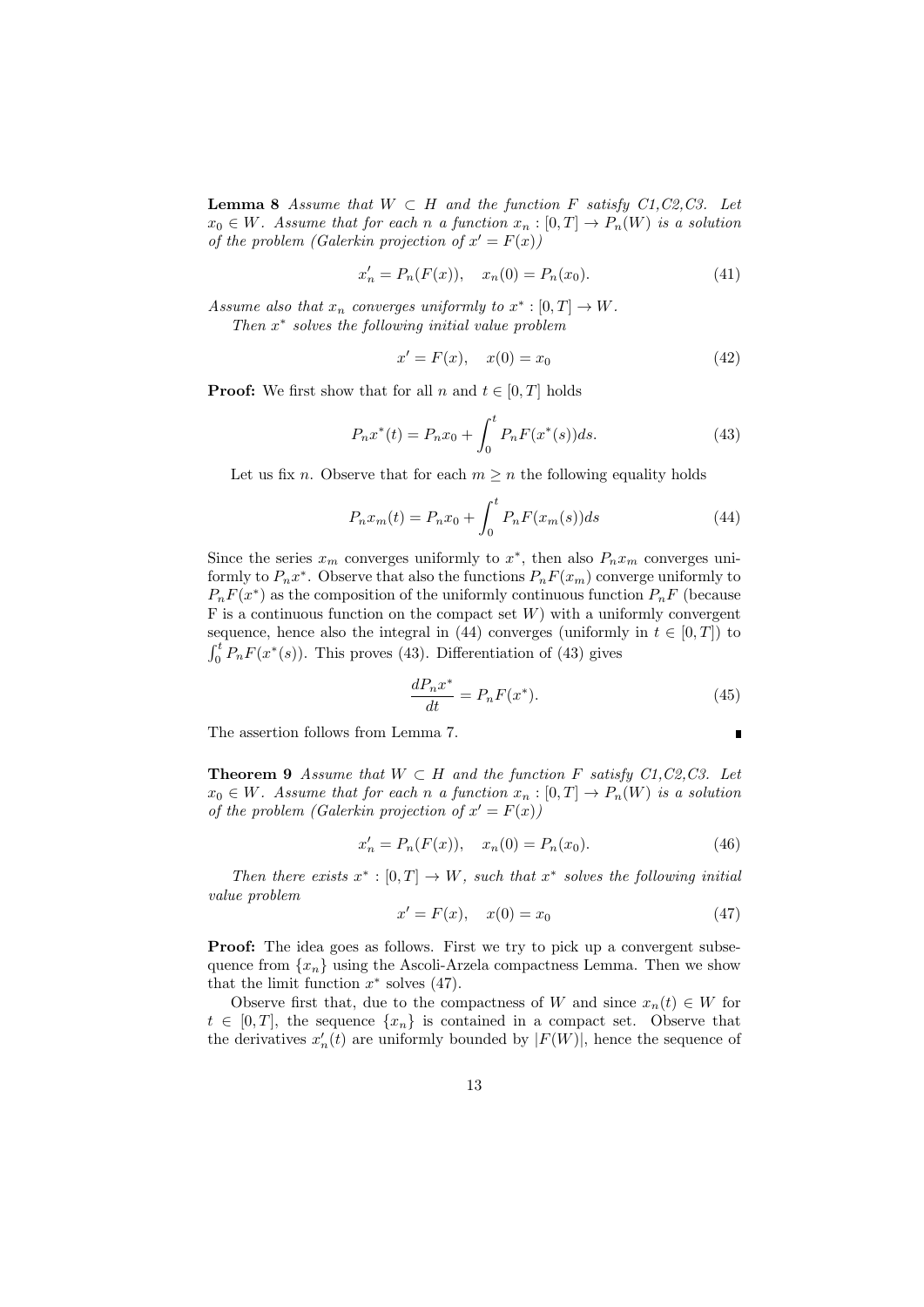**Lemma 8** *Assume that $W \subset H$ and the function $F$ satisfy C1,C2,C3. Let $x_0 \in W$. Assume that for each $n$ a function $x_n : [0,T] \to P_n(W)$ is a solution of the problem (Galerkin projection of $x' = F(x)$)*

$$x_n' = P_n(F(x)), \quad x_n(0) = P_n(x_0). \tag{41}$$

*Assume also that $x_n$ converges uniformly to $x^* : [0,T] \to W$.*

*Then $x^*$ solves the following initial value problem*

$$x' = F(x), \quad x(0) = x_0 \tag{42}$$

**Proof:** We first show that for all $n$ and $t \in [0,T]$ holds

$$P_n x^*(t) = P_n x_0 + \int_0^t P_n F(x^*(s)) ds. \tag{43}$$

Let us fix $n$. Observe that for each $m \geq n$ the following equality holds

$$P_n x_m(t) = P_n x_0 + \int_0^t P_n F(x_m(s)) ds \tag{44}$$

Since the series $x_m$ converges uniformly to $x^*$, then also $P_n x_m$ converges uniformly to $P_n x^*$. Observe that also the functions $P_n F(x_m)$ converge uniformly to $P_n F(x^*)$ as the composition of the uniformly continuous function $P_n F$ (because F is a continuous function on the compact set $W$) with a uniformly convergent sequence, hence also the integral in (44) converges (uniformly in $t \in [0,T]$) to $\int_0^t P_n F(x^*(s))$. This proves (43). Differentiation of (43) gives

$$\frac{dP_n x^*}{dt} = P_n F(x^*). \tag{45}$$

The assertion follows from Lemma 7. ∎

**Theorem 9** *Assume that $W \subset H$ and the function $F$ satisfy C1,C2,C3. Let $x_0 \in W$. Assume that for each $n$ a function $x_n : [0,T] \to P_n(W)$ is a solution of the problem (Galerkin projection of $x' = F(x)$)*

$$x_n' = P_n(F(x)), \quad x_n(0) = P_n(x_0). \tag{46}$$

*Then there exists $x^* : [0,T] \to W$, such that $x^*$ solves the following initial value problem*

$$x' = F(x), \quad x(0) = x_0 \tag{47}$$

**Proof:** The idea goes as follows. First we try to pick up a convergent subsequence from $\{x_n\}$ using the Ascoli-Arzela compactness Lemma. Then we show that the limit function $x^*$ solves (47).

Observe first that, due to the compactness of $W$ and since $x_n(t) \in W$ for $t \in [0,T]$, the sequence $\{x_n\}$ is contained in a compact set. Observe that the derivatives $x_n'(t)$ are uniformly bounded by $|F(W)|$, hence the sequence of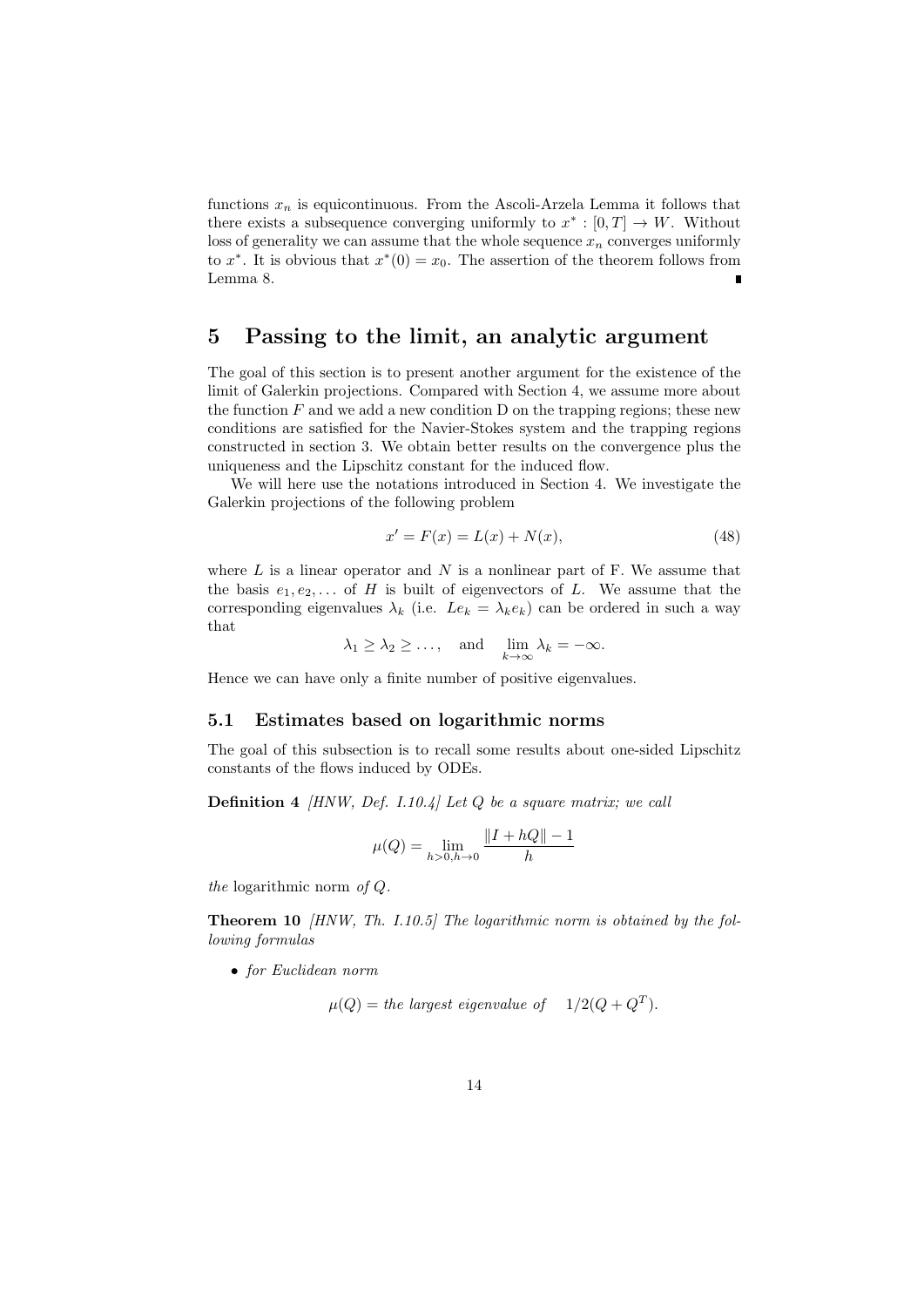functions $x_n$ is equicontinuous. From the Ascoli-Arzela Lemma it follows that there exists a subsequence converging uniformly to $x^* : [0, T] \to W$. Without loss of generality we can assume that the whole sequence $x_n$ converges uniformly to $x^*$. It is obvious that $x^*(0) = x_0$. The assertion of the theorem follows from Lemma 8. ∎

# 5 Passing to the limit, an analytic argument

The goal of this section is to present another argument for the existence of the limit of Galerkin projections. Compared with Section 4, we assume more about the function $F$ and we add a new condition D on the trapping regions; these new conditions are satisfied for the Navier-Stokes system and the trapping regions constructed in section 3. We obtain better results on the convergence plus the uniqueness and the Lipschitz constant for the induced flow.

We will here use the notations introduced in Section 4. We investigate the Galerkin projections of the following problem

$$x' = F(x) = L(x) + N(x), \tag{48}$$

where $L$ is a linear operator and $N$ is a nonlinear part of F. We assume that the basis $e_1, e_2, \ldots$ of $H$ is built of eigenvectors of $L$. We assume that the corresponding eigenvalues $\lambda_k$ (i.e. $Le_k = \lambda_k e_k$) can be ordered in such a way that

$$\lambda_1 \geq \lambda_2 \geq \ldots, \quad \text{and} \quad \lim_{k \to \infty} \lambda_k = -\infty.$$

Hence we can have only a finite number of positive eigenvalues.

## 5.1 Estimates based on logarithmic norms

The goal of this subsection is to recall some results about one-sided Lipschitz constants of the flows induced by ODEs.

**Definition 4** *[HNW, Def. I.10.4] Let $Q$ be a square matrix; we call*

$$\mu(Q) = \lim_{h>0, h \to 0} \frac{\|I + hQ\| - 1}{h}$$

*the* logarithmic norm *of $Q$.*

**Theorem 10** *[HNW, Th. I.10.5] The logarithmic norm is obtained by the following formulas*

- *for Euclidean norm*

$$\mu(Q) = \text{the largest eigenvalue of} \quad 1/2(Q + Q^T).$$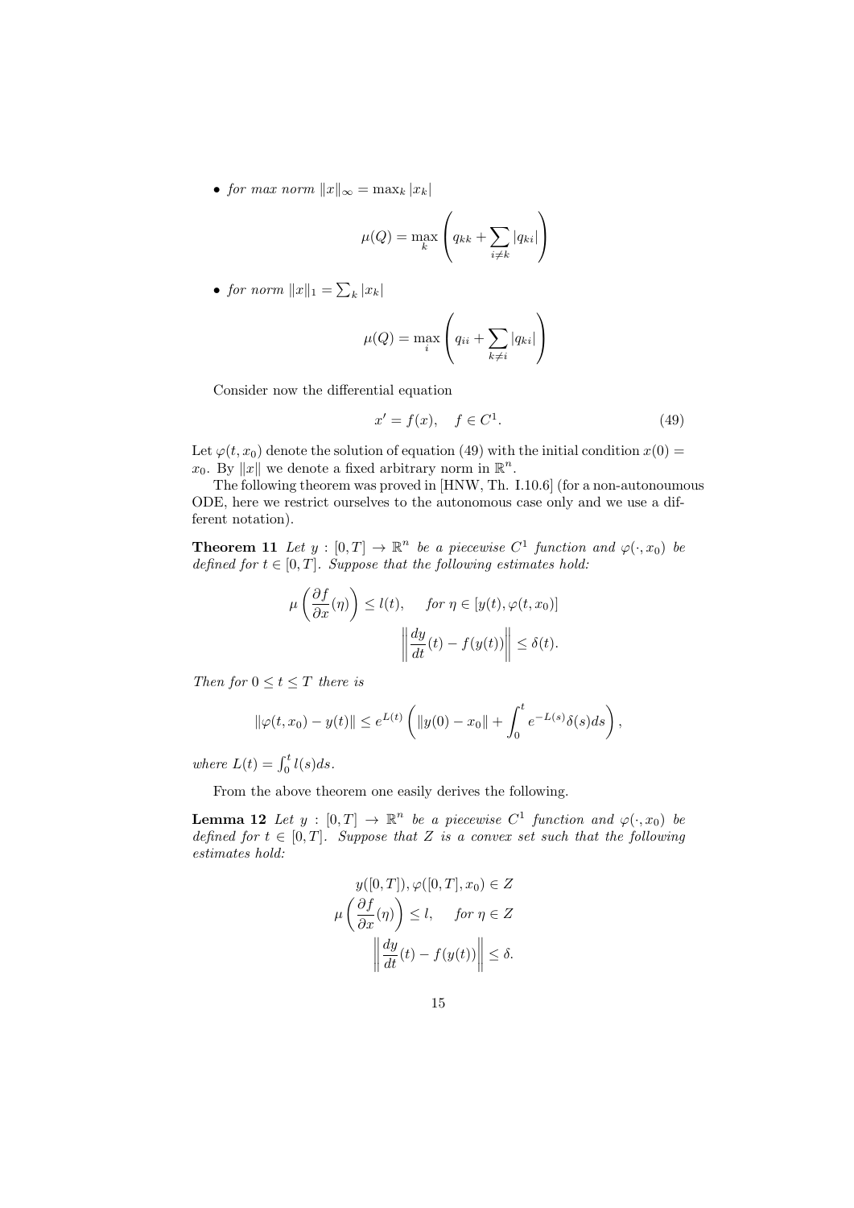- *for max norm* $\|x\|_\infty = \max_k |x_k|$

$$\mu(Q) = \max_k \left( q_{kk} + \sum_{i \neq k} |q_{ki}| \right)$$

- *for norm* $\|x\|_1 = \sum_k |x_k|$

$$\mu(Q) = \max_i \left( q_{ii} + \sum_{k \neq i} |q_{ki}| \right)$$

Consider now the differential equation

$$x' = f(x), \quad f \in C^1. \tag{49}$$

Let $\varphi(t, x_0)$ denote the solution of equation (49) with the initial condition $x(0) = x_0$. By $\|x\|$ we denote a fixed arbitrary norm in $\mathbb{R}^n$.

The following theorem was proved in [HNW, Th. I.10.6] (for a non-autonoumous ODE, here we restrict ourselves to the autonomous case only and we use a different notation).

**Theorem 11** *Let $y : [0, T] \to \mathbb{R}^n$ be a piecewise $C^1$ function and $\varphi(\cdot, x_0)$ be defined for $t \in [0, T]$. Suppose that the following estimates hold:*

$$\mu\left(\frac{\partial f}{\partial x}(\eta)\right) \leq l(t), \quad \text{for } \eta \in [y(t), \varphi(t, x_0)]$$

$$\left\| \frac{dy}{dt}(t) - f(y(t)) \right\| \leq \delta(t).$$

*Then for $0 \leq t \leq T$ there is*

$$\|\varphi(t, x_0) - y(t)\| \leq e^{L(t)} \left( \|y(0) - x_0\| + \int_0^t e^{-L(s)} \delta(s) ds \right),$$

*where $L(t) = \int_0^t l(s) ds$.*

From the above theorem one easily derives the following.

**Lemma 12** *Let $y : [0, T] \to \mathbb{R}^n$ be a piecewise $C^1$ function and $\varphi(\cdot, x_0)$ be defined for $t \in [0, T]$. Suppose that $Z$ is a convex set such that the following estimates hold:*

$$y([0, T]), \varphi([0, T], x_0) \in Z$$

$$\mu\left(\frac{\partial f}{\partial x}(\eta)\right) \leq l, \quad \text{for } \eta \in Z$$

$$\left\| \frac{dy}{dt}(t) - f(y(t)) \right\| \leq \delta.$$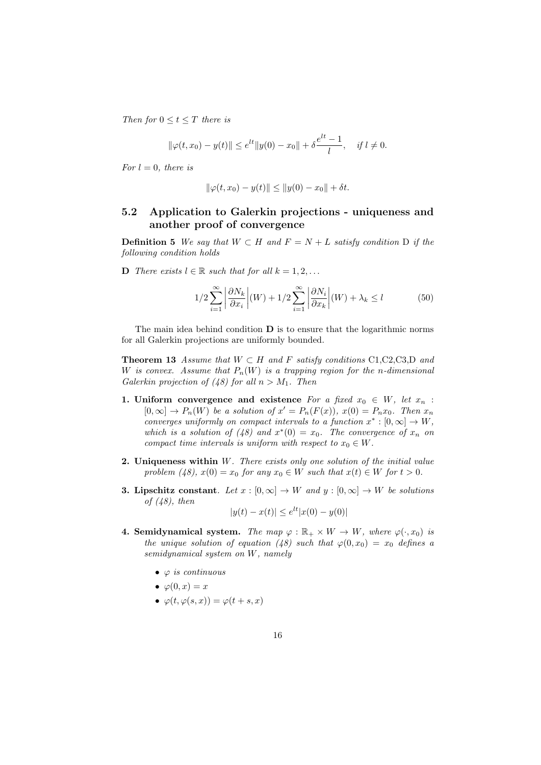*Then for $0 \leq t \leq T$ there is*

$$\|\varphi(t, x_0) - y(t)\| \leq e^{lt}\|y(0) - x_0\| + \delta \frac{e^{lt} - 1}{l}, \quad \text{if } l \neq 0.$$

*For $l = 0$, there is*

$$\|\varphi(t, x_0) - y(t)\| \leq \|y(0) - x_0\| + \delta t.$$

## 5.2 Application to Galerkin projections - uniqueness and another proof of convergence

**Definition 5** *We say that $W \subset H$ and $F = N + L$ satisfy condition* D *if the following condition holds*

**D** *There exists $l \in \mathbb{R}$ such that for all $k = 1, 2, \ldots$*

$$1/2 \sum_{i=1}^{\infty} \left| \frac{\partial N_k}{\partial x_i} \right| (W) + 1/2 \sum_{i=1}^{\infty} \left| \frac{\partial N_i}{\partial x_k} \right| (W) + \lambda_k \leq l \tag{50}$$

The main idea behind condition **D** is to ensure that the logarithmic norms for all Galerkin projections are uniformly bounded.

**Theorem 13** *Assume that $W \subset H$ and $F$ satisfy conditions* C1,C2,C3,D *and $W$ is convex. Assume that $P_n(W)$ is a trapping region for the $n$-dimensional Galerkin projection of (48) for all $n > M_1$. Then*

1. **Uniform convergence and existence** *For a fixed $x_0 \in W$, let $x_n : [0, \infty] \to P_n(W)$ be a solution of $x' = P_n(F(x))$, $x(0) = P_n x_0$. Then $x_n$ converges uniformly on compact intervals to a function $x^* : [0, \infty] \to W$, which is a solution of (48) and $x^*(0) = x_0$. The convergence of $x_n$ on compact time intervals is uniform with respect to $x_0 \in W$.*

2. **Uniqueness within** $W$. *There exists only one solution of the initial value problem (48), $x(0) = x_0$ for any $x_0 \in W$ such that $x(t) \in W$ for $t > 0$.*

3. **Lipschitz constant**. *Let $x : [0, \infty] \to W$ and $y : [0, \infty] \to W$ be solutions of (48), then*
$$|y(t) - x(t)| \leq e^{lt}|x(0) - y(0)|$$

4. **Semidynamical system.** *The map $\varphi : \mathbb{R}_+ \times W \to W$, where $\varphi(\cdot, x_0)$ is the unique solution of equation (48) such that $\varphi(0, x_0) = x_0$ defines a semidynamical system on $W$, namely*

   - *$\varphi$ is continuous*
   - *$\varphi(0, x) = x$*
   - *$\varphi(t, \varphi(s, x)) = \varphi(t + s, x)$*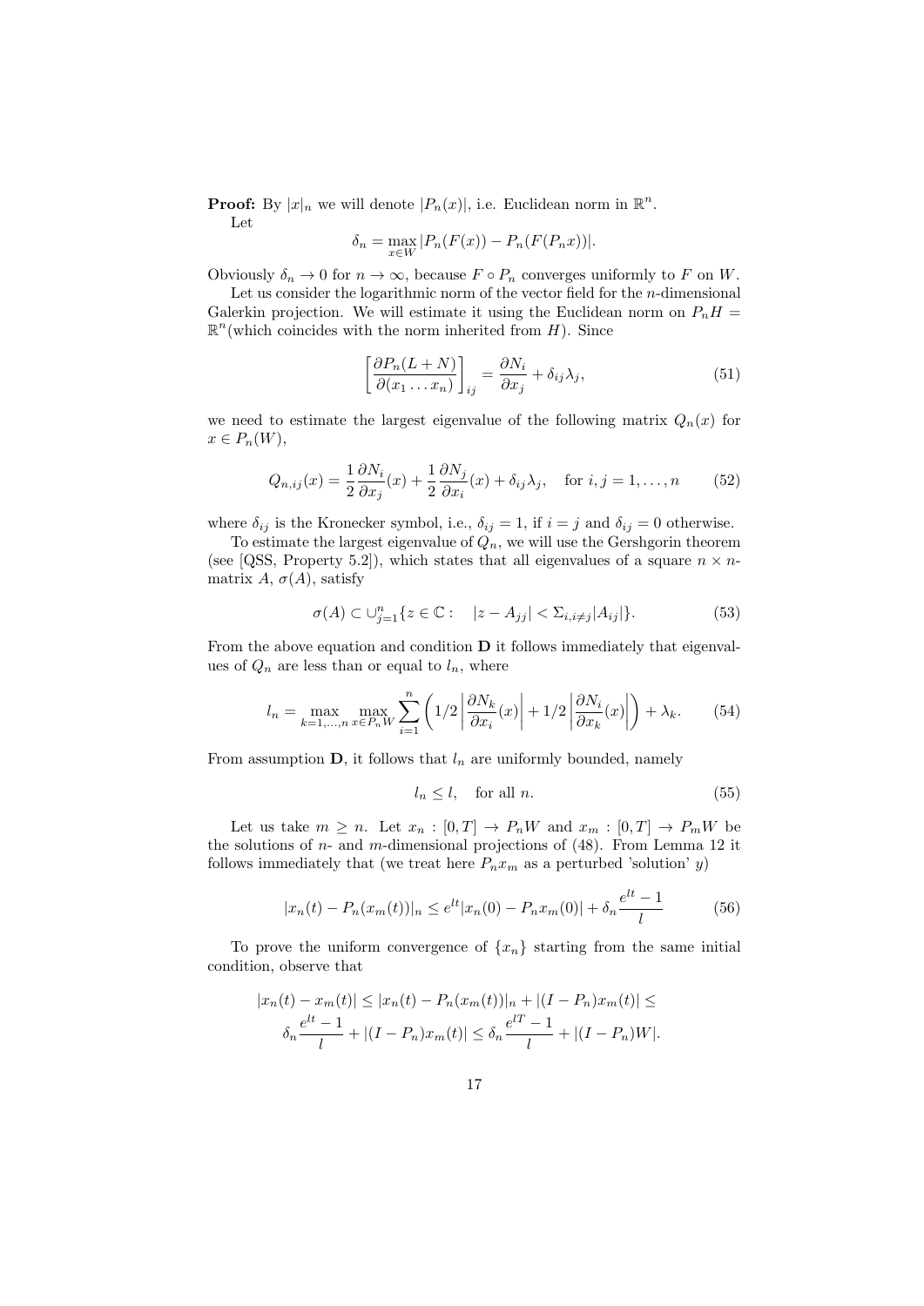**Proof:** By $|x|_n$ we will denote $|P_n(x)|$, i.e. Euclidean norm in $\mathbb{R}^n$.

Let

$$\delta_n = \max_{x \in W} |P_n(F(x)) - P_n(F(P_n x))|.$$

Obviously $\delta_n \to 0$ for $n \to \infty$, because $F \circ P_n$ converges uniformly to $F$ on $W$.

Let us consider the logarithmic norm of the vector field for the $n$-dimensional Galerkin projection. We will estimate it using the Euclidean norm on $P_n H = \mathbb{R}^n$(which coincides with the norm inherited from $H$). Since

$$\left[\frac{\partial P_n(L+N)}{\partial(x_1 \dots x_n)}\right]_{ij} = \frac{\partial N_i}{\partial x_j} + \delta_{ij}\lambda_j, \tag{51}$$

we need to estimate the largest eigenvalue of the following matrix $Q_n(x)$ for $x \in P_n(W)$,

$$Q_{n,ij}(x) = \frac{1}{2}\frac{\partial N_i}{\partial x_j}(x) + \frac{1}{2}\frac{\partial N_j}{\partial x_i}(x) + \delta_{ij}\lambda_j, \quad \text{for } i,j = 1,\dots,n \tag{52}$$

where $\delta_{ij}$ is the Kronecker symbol, i.e., $\delta_{ij} = 1$, if $i = j$ and $\delta_{ij} = 0$ otherwise.

To estimate the largest eigenvalue of $Q_n$, we will use the Gershgorin theorem (see [QSS, Property 5.2]), which states that all eigenvalues of a square $n \times n$-matrix $A$, $\sigma(A)$, satisfy

$$\sigma(A) \subset \cup_{j=1}^{n} \{z \in \mathbb{C} : \quad |z - A_{jj}| < \Sigma_{i, i \neq j} |A_{ij}|\}. \tag{53}$$

From the above equation and condition **D** it follows immediately that eigenvalues of $Q_n$ are less than or equal to $l_n$, where

$$l_n = \max_{k=1,\dots,n} \max_{x \in P_n W} \sum_{i=1}^{n} \left(1/2 \left|\frac{\partial N_k}{\partial x_i}(x)\right| + 1/2 \left|\frac{\partial N_i}{\partial x_k}(x)\right|\right) + \lambda_k. \tag{54}$$

From assumption **D**, it follows that $l_n$ are uniformly bounded, namely

$$l_n \leq l, \quad \text{for all } n. \tag{55}$$

Let us take $m \geq n$. Let $x_n : [0,T] \to P_n W$ and $x_m : [0,T] \to P_m W$ be the solutions of $n$- and $m$-dimensional projections of (48). From Lemma 12 it follows immediately that (we treat here $P_n x_m$ as a perturbed 'solution' $y$)

$$|x_n(t) - P_n(x_m(t))|_n \leq e^{lt}|x_n(0) - P_n x_m(0)| + \delta_n \frac{e^{lt} - 1}{l} \tag{56}$$

To prove the uniform convergence of $\{x_n\}$ starting from the same initial condition, observe that

$$\begin{aligned}
|x_n(t) - x_m(t)| &\leq |x_n(t) - P_n(x_m(t))|_n + |(I - P_n)x_m(t)| \leq \\
&\delta_n \frac{e^{lt} - 1}{l} + |(I - P_n)x_m(t)| \leq \delta_n \frac{e^{lT} - 1}{l} + |(I - P_n)W|.
\end{aligned}$$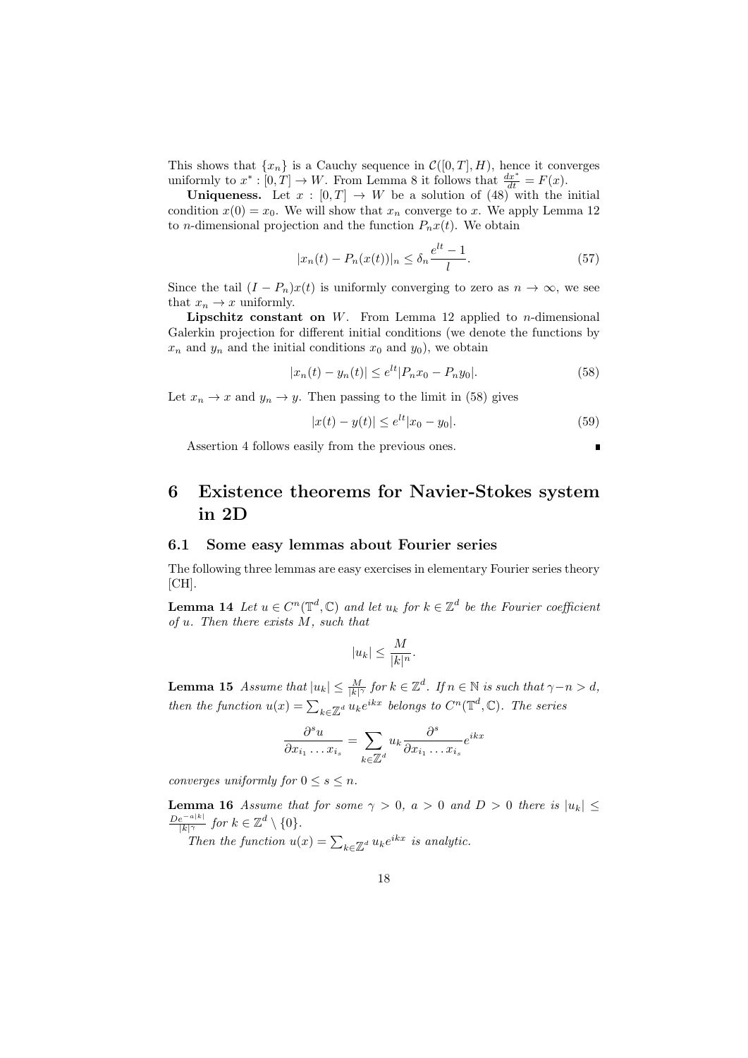This shows that $\{x_n\}$ is a Cauchy sequence in $\mathcal{C}([0,T],H)$, hence it converges uniformly to $x^* : [0,T] \to W$. From Lemma 8 it follows that $\frac{dx^*}{dt} = F(x)$.

**Uniqueness.** Let $x : [0,T] \to W$ be a solution of (48) with the initial condition $x(0) = x_0$. We will show that $x_n$ converge to $x$. We apply Lemma 12 to $n$-dimensional projection and the function $P_n x(t)$. We obtain

$$|x_n(t) - P_n(x(t))|_n \leq \delta_n \frac{e^{lt} - 1}{l}. \tag{57}$$

Since the tail $(I - P_n)x(t)$ is uniformly converging to zero as $n \to \infty$, we see that $x_n \to x$ uniformly.

**Lipschitz constant on** $W$. From Lemma 12 applied to $n$-dimensional Galerkin projection for different initial conditions (we denote the functions by $x_n$ and $y_n$ and the initial conditions $x_0$ and $y_0$), we obtain

$$|x_n(t) - y_n(t)| \leq e^{lt} |P_n x_0 - P_n y_0|. \tag{58}$$

Let $x_n \to x$ and $y_n \to y$. Then passing to the limit in (58) gives

$$|x(t) - y(t)| \leq e^{lt} |x_0 - y_0|. \tag{59}$$

Assertion 4 follows easily from the previous ones. ∎

# 6 Existence theorems for Navier-Stokes system in 2D

## 6.1 Some easy lemmas about Fourier series

The following three lemmas are easy exercises in elementary Fourier series theory [CH].

**Lemma 14** *Let $u \in C^n(\mathbb{T}^d, \mathbb{C})$ and let $u_k$ for $k \in \mathbb{Z}^d$ be the Fourier coefficient of $u$. Then there exists $M$, such that*

$$|u_k| \leq \frac{M}{|k|^n}.$$

**Lemma 15** *Assume that $|u_k| \leq \frac{M}{|k|^\gamma}$ for $k \in \mathbb{Z}^d$. If $n \in \mathbb{N}$ is such that $\gamma - n > d$, then the function $u(x) = \sum_{k \in \mathbb{Z}^d} u_k e^{ikx}$ belongs to $C^n(\mathbb{T}^d, \mathbb{C})$. The series*

$$\frac{\partial^s u}{\partial x_{i_1} \dots x_{i_s}} = \sum_{k \in \mathbb{Z}^d} u_k \frac{\partial^s}{\partial x_{i_1} \dots x_{i_s}} e^{ikx}$$

*converges uniformly for $0 \leq s \leq n$.*

**Lemma 16** *Assume that for some $\gamma > 0$, $a > 0$ and $D > 0$ there is $|u_k| \leq \frac{D e^{-a|k|}}{|k|^\gamma}$ for $k \in \mathbb{Z}^d \setminus \{0\}$.*

*Then the function $u(x) = \sum_{k \in \mathbb{Z}^d} u_k e^{ikx}$ is analytic.*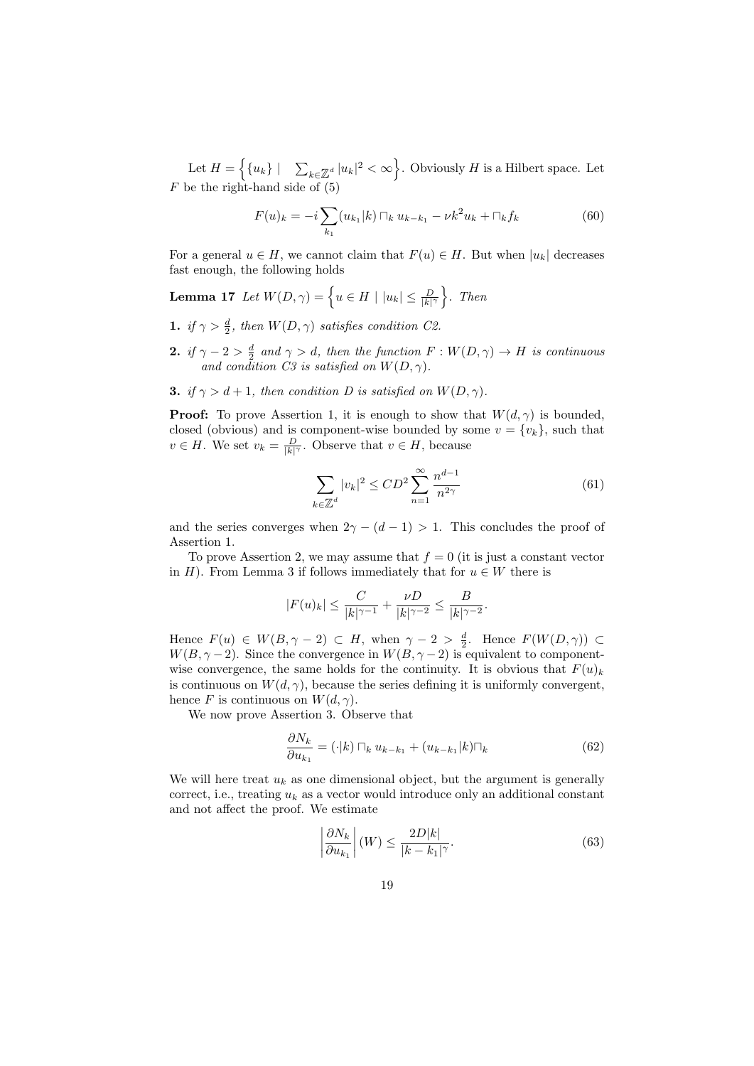Let $H = \left\{ \{u_k\} \mid \quad \sum_{k \in \mathbb{Z}^d} |u_k|^2 < \infty \right\}$. Obviously $H$ is a Hilbert space. Let $F$ be the right-hand side of (5)

$$F(u)_k = -i \sum_{k_1} (u_{k_1}|k) \sqcap_k u_{k-k_1} - \nu k^2 u_k + \sqcap_k f_k \tag{60}$$

For a general $u \in H$, we cannot claim that $F(u) \in H$. But when $|u_k|$ decreases fast enough, the following holds

**Lemma 17** *Let $W(D,\gamma) = \left\{ u \in H \mid |u_k| \leq \frac{D}{|k|^\gamma} \right\}$. Then*

**1.** *if $\gamma > \frac{d}{2}$, then $W(D,\gamma)$ satisfies condition C2.*

**2.** *if $\gamma - 2 > \frac{d}{2}$ and $\gamma > d$, then the function $F : W(D,\gamma) \to H$ is continuous and condition C3 is satisfied on $W(D,\gamma)$.*

**3.** *if $\gamma > d+1$, then condition D is satisfied on $W(D,\gamma)$.*

**Proof:** To prove Assertion 1, it is enough to show that $W(d,\gamma)$ is bounded, closed (obvious) and is component-wise bounded by some $v = \{v_k\}$, such that $v \in H$. We set $v_k = \frac{D}{|k|^\gamma}$. Observe that $v \in H$, because

$$\sum_{k \in \mathbb{Z}^d} |v_k|^2 \leq C D^2 \sum_{n=1}^{\infty} \frac{n^{d-1}}{n^{2\gamma}} \tag{61}$$

and the series converges when $2\gamma - (d-1) > 1$. This concludes the proof of Assertion 1.

To prove Assertion 2, we may assume that $f = 0$ (it is just a constant vector in $H$). From Lemma 3 if follows immediately that for $u \in W$ there is

$$|F(u)_k| \leq \frac{C}{|k|^{\gamma-1}} + \frac{\nu D}{|k|^{\gamma-2}} \leq \frac{B}{|k|^{\gamma-2}}.$$

Hence $F(u) \in W(B,\gamma-2) \subset H$, when $\gamma - 2 > \frac{d}{2}$. Hence $F(W(D,\gamma)) \subset W(B,\gamma-2)$. Since the convergence in $W(B,\gamma-2)$ is equivalent to component-wise convergence, the same holds for the continuity. It is obvious that $F(u)_k$ is continuous on $W(d,\gamma)$, because the series defining it is uniformly convergent, hence $F$ is continuous on $W(d,\gamma)$.

We now prove Assertion 3. Observe that

$$\frac{\partial N_k}{\partial u_{k_1}} = (\cdot|k) \sqcap_k u_{k-k_1} + (u_{k-k_1}|k) \sqcap_k \tag{62}$$

We will here treat $u_k$ as one dimensional object, but the argument is generally correct, i.e., treating $u_k$ as a vector would introduce only an additional constant and not affect the proof. We estimate

$$\left| \frac{\partial N_k}{\partial u_{k_1}} \right| (W) \leq \frac{2D|k|}{|k-k_1|^\gamma}. \tag{63}$$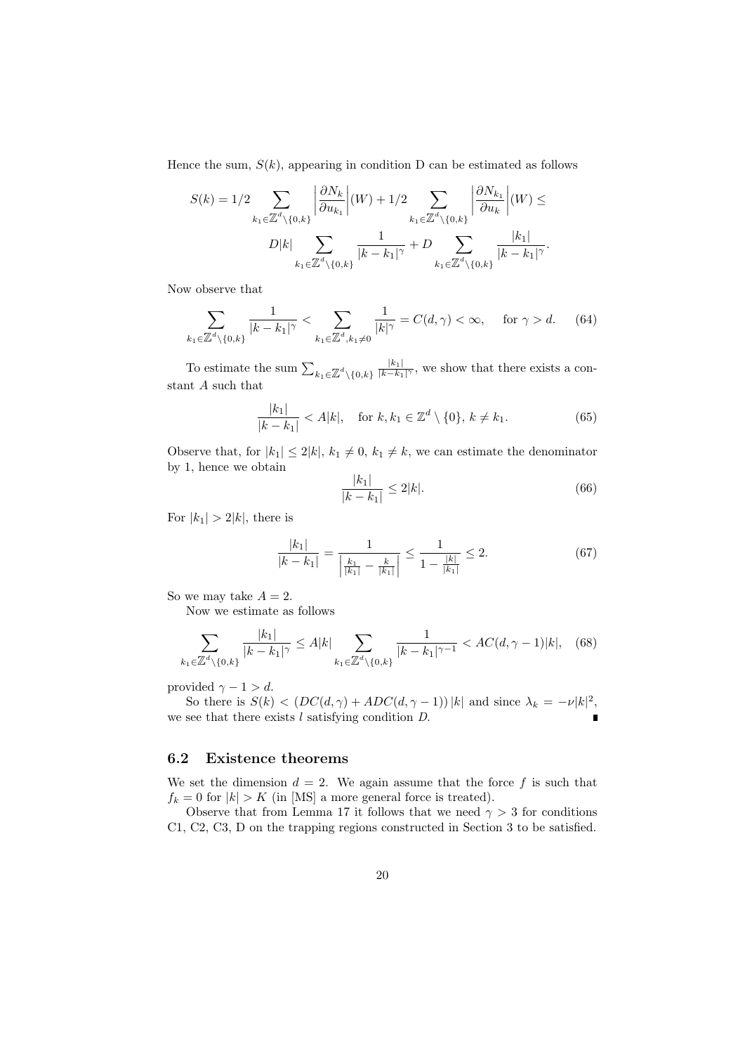Hence the sum, $S(k)$, appearing in condition D can be estimated as follows

$$S(k) = 1/2 \sum_{k_1 \in \mathbb{Z}^d \setminus \{0,k\}} \left| \frac{\partial N_k}{\partial u_{k_1}} \right| (W) + 1/2 \sum_{k_1 \in \mathbb{Z}^d \setminus \{0,k\}} \left| \frac{\partial N_{k_1}}{\partial u_k} \right| (W) \leq$$
$$D|k| \sum_{k_1 \in \mathbb{Z}^d \setminus \{0,k\}} \frac{1}{|k-k_1|^\gamma} + D \sum_{k_1 \in \mathbb{Z}^d \setminus \{0,k\}} \frac{|k_1|}{|k-k_1|^\gamma}.$$

Now observe that

$$\sum_{k_1 \in \mathbb{Z}^d \setminus \{0,k\}} \frac{1}{|k-k_1|^\gamma} < \sum_{k_1 \in \mathbb{Z}^d, k_1 \neq 0} \frac{1}{|k|^\gamma} = C(d,\gamma) < \infty, \quad \text{for } \gamma > d. \tag{64}$$

To estimate the sum $\sum_{k_1 \in \mathbb{Z}^d \setminus \{0,k\}} \frac{|k_1|}{|k-k_1|^\gamma}$, we show that there exists a constant $A$ such that

$$\frac{|k_1|}{|k-k_1|} < A|k|, \quad \text{for } k, k_1 \in \mathbb{Z}^d \setminus \{0\},\, k \neq k_1. \tag{65}$$

Observe that, for $|k_1| \leq 2|k|$, $k_1 \neq 0$, $k_1 \neq k$, we can estimate the denominator by 1, hence we obtain

$$\frac{|k_1|}{|k-k_1|} \leq 2|k|. \tag{66}$$

For $|k_1| > 2|k|$, there is

$$\frac{|k_1|}{|k-k_1|} = \frac{1}{\left| \frac{k_1}{|k_1|} - \frac{k}{|k_1|} \right|} \leq \frac{1}{1 - \frac{|k|}{|k_1|}} \leq 2. \tag{67}$$

So we may take $A = 2$.

Now we estimate as follows

$$\sum_{k_1 \in \mathbb{Z}^d \setminus \{0,k\}} \frac{|k_1|}{|k-k_1|^\gamma} \leq A|k| \sum_{k_1 \in \mathbb{Z}^d \setminus \{0,k\}} \frac{1}{|k-k_1|^{\gamma-1}} < AC(d,\gamma-1)|k|, \tag{68}$$

provided $\gamma - 1 > d$.

So there is $S(k) < (DC(d,\gamma) + ADC(d,\gamma-1))\,|k|$ and since $\lambda_k = -\nu|k|^2$, we see that there exists $l$ satisfying condition $D$. ∎

### 6.2 Existence theorems

We set the dimension $d = 2$. We again assume that the force $f$ is such that $f_k = 0$ for $|k| > K$ (in [MS] a more general force is treated).

Observe that from Lemma 17 it follows that we need $\gamma > 3$ for conditions C1, C2, C3, D on the trapping regions constructed in Section 3 to be satisfied.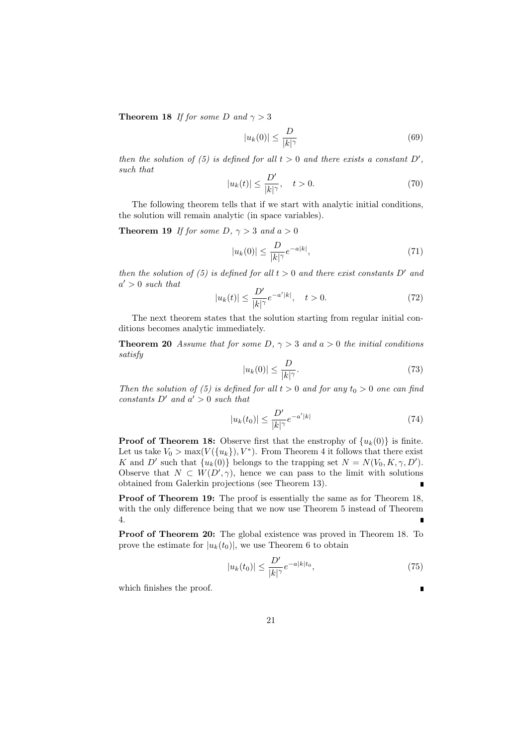**Theorem 18** *If for some $D$ and $\gamma > 3$*

$$|u_k(0)| \leq \frac{D}{|k|^\gamma} \tag{69}$$

*then the solution of (5) is defined for all $t > 0$ and there exists a constant $D'$, such that*

$$|u_k(t)| \leq \frac{D'}{|k|^\gamma}, \quad t > 0. \tag{70}$$

The following theorem tells that if we start with analytic initial conditions, the solution will remain analytic (in space variables).

**Theorem 19** *If for some $D$, $\gamma > 3$ and $a > 0$*

$$|u_k(0)| \leq \frac{D}{|k|^\gamma} e^{-a|k|}, \tag{71}$$

*then the solution of (5) is defined for all $t > 0$ and there exist constants $D'$ and $a' > 0$ such that*

$$|u_k(t)| \leq \frac{D'}{|k|^\gamma} e^{-a'|k|}, \quad t > 0. \tag{72}$$

The next theorem states that the solution starting from regular initial conditions becomes analytic immediately.

**Theorem 20** *Assume that for some $D$, $\gamma > 3$ and $a > 0$ the initial conditions satisfy*

$$|u_k(0)| \leq \frac{D}{|k|^\gamma}. \tag{73}$$

*Then the solution of (5) is defined for all $t > 0$ and for any $t_0 > 0$ one can find constants $D'$ and $a' > 0$ such that*

$$|u_k(t_0)| \leq \frac{D'}{|k|^\gamma} e^{-a'|k|} \tag{74}$$

**Proof of Theorem 18:** Observe first that the enstrophy of $\{u_k(0)\}$ is finite. Let us take $V_0 > \max(V(\{u_k\}), V^*)$. From Theorem 4 it follows that there exist $K$ and $D'$ such that $\{u_k(0)\}$ belongs to the trapping set $N = N(V_0, K, \gamma, D')$. Observe that $N \subset W(D', \gamma)$, hence we can pass to the limit with solutions obtained from Galerkin projections (see Theorem 13). ∎

**Proof of Theorem 19:** The proof is essentially the same as for Theorem 18, with the only difference being that we now use Theorem 5 instead of Theorem 4. ∎

**Proof of Theorem 20:** The global existence was proved in Theorem 18. To prove the estimate for $|u_k(t_0)|$, we use Theorem 6 to obtain

$$|u_k(t_0)| \leq \frac{D'}{|k|^\gamma} e^{-a|k|t_0}, \tag{75}$$

which finishes the proof. ∎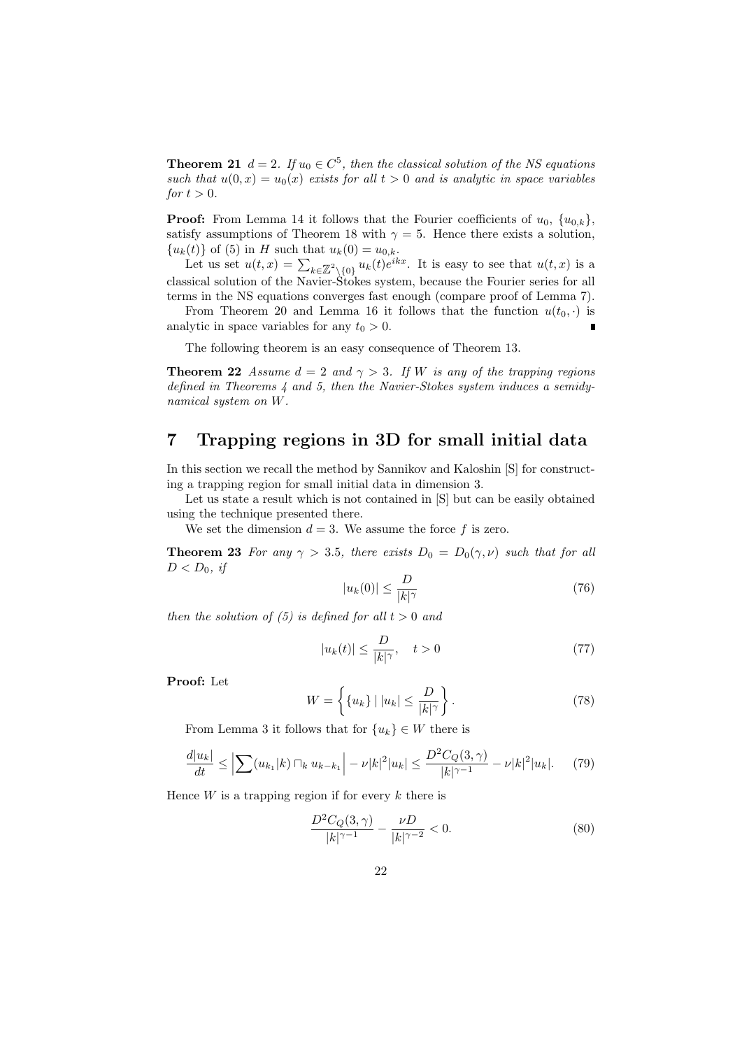**Theorem 21** *$d = 2$. If $u_0 \in C^5$, then the classical solution of the NS equations such that $u(0, x) = u_0(x)$ exists for all $t > 0$ and is analytic in space variables for $t > 0$.*

**Proof:** From Lemma 14 it follows that the Fourier coefficients of $u_0$, $\{u_{0,k}\}$, satisfy assumptions of Theorem 18 with $\gamma = 5$. Hence there exists a solution, $\{u_k(t)\}$ of (5) in $H$ such that $u_k(0) = u_{0,k}$.

Let us set $u(t, x) = \sum_{k \in \mathbb{Z}^2 \setminus \{0\}} u_k(t) e^{ikx}$. It is easy to see that $u(t, x)$ is a classical solution of the Navier-Stokes system, because the Fourier series for all terms in the NS equations converges fast enough (compare proof of Lemma 7).

From Theorem 20 and Lemma 16 it follows that the function $u(t_0, \cdot)$ is analytic in space variables for any $t_0 > 0$. ∎

The following theorem is an easy consequence of Theorem 13.

**Theorem 22** *Assume $d = 2$ and $\gamma > 3$. If $W$ is any of the trapping regions defined in Theorems 4 and 5, then the Navier-Stokes system induces a semidynamical system on $W$.*

# 7 Trapping regions in 3D for small initial data

In this section we recall the method by Sannikov and Kaloshin [S] for constructing a trapping region for small initial data in dimension 3.

Let us state a result which is not contained in [S] but can be easily obtained using the technique presented there.

We set the dimension $d = 3$. We assume the force $f$ is zero.

**Theorem 23** *For any $\gamma > 3.5$, there exists $D_0 = D_0(\gamma, \nu)$ such that for all $D < D_0$, if*

$$|u_k(0)| \leq \frac{D}{|k|^\gamma} \tag{76}$$

*then the solution of (5) is defined for all $t > 0$ and*

$$|u_k(t)| \leq \frac{D}{|k|^\gamma}, \quad t > 0 \tag{77}$$

**Proof:** Let

$$W = \left\{ \{u_k\} \mid |u_k| \leq \frac{D}{|k|^\gamma} \right\}. \tag{78}$$

From Lemma 3 it follows that for $\{u_k\} \in W$ there is

$$\frac{d|u_k|}{dt} \leq \left| \sum (u_{k_1}|k) \sqcap_k u_{k-k_1} \right| - \nu |k|^2 |u_k| \leq \frac{D^2 C_Q(3, \gamma)}{|k|^{\gamma - 1}} - \nu |k|^2 |u_k|. \tag{79}$$

Hence $W$ is a trapping region if for every $k$ there is

$$\frac{D^2 C_Q(3, \gamma)}{|k|^{\gamma - 1}} - \frac{\nu D}{|k|^{\gamma - 2}} < 0. \tag{80}$$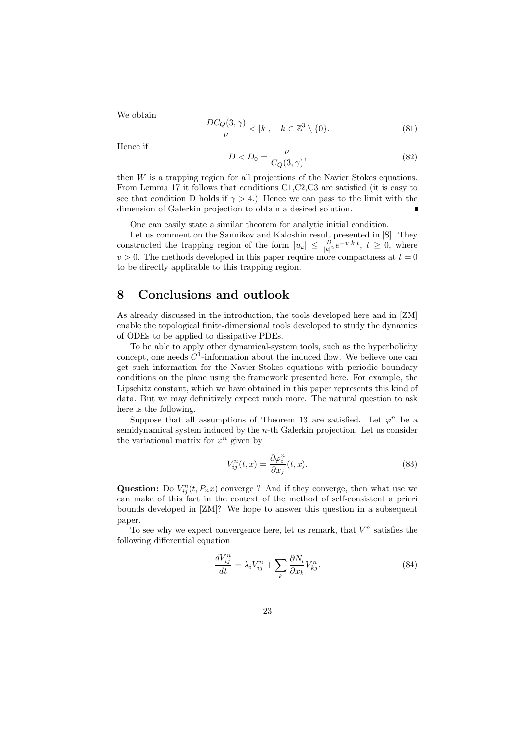We obtain

$$\frac{DC_Q(3,\gamma)}{\nu} < |k|, \quad k \in \mathbb{Z}^3 \setminus \{0\}. \tag{81}$$

Hence if

$$D < D_0 = \frac{\nu}{C_Q(3,\gamma)}, \tag{82}$$

then $W$ is a trapping region for all projections of the Navier Stokes equations. From Lemma 17 it follows that conditions C1,C2,C3 are satisfied (it is easy to see that condition D holds if $\gamma > 4$.) Hence we can pass to the limit with the dimension of Galerkin projection to obtain a desired solution. ∎

One can easily state a similar theorem for analytic initial condition.

Let us comment on the Sannikov and Kaloshin result presented in [S]. They constructed the trapping region of the form $|u_k| \leq \frac{D}{|k|^2}e^{-v|k|t}$, $t \geq 0$, where $v > 0$. The methods developed in this paper require more compactness at $t = 0$ to be directly applicable to this trapping region.

## 8 Conclusions and outlook

As already discussed in the introduction, the tools developed here and in [ZM] enable the topological finite-dimensional tools developed to study the dynamics of ODEs to be applied to dissipative PDEs.

To be able to apply other dynamical-system tools, such as the hyperbolicity concept, one needs $C^1$-information about the induced flow. We believe one can get such information for the Navier-Stokes equations with periodic boundary conditions on the plane using the framework presented here. For example, the Lipschitz constant, which we have obtained in this paper represents this kind of data. But we may definitively expect much more. The natural question to ask here is the following.

Suppose that all assumptions of Theorem 13 are satisfied. Let $\varphi^n$ be a semidynamical system induced by the $n$-th Galerkin projection. Let us consider the variational matrix for $\varphi^n$ given by

$$V_{ij}^n(t,x) = \frac{\partial \varphi_i^n}{\partial x_j}(t,x). \tag{83}$$

**Question:** Do $V_{ij}^n(t, P_n x)$ converge ? And if they converge, then what use we can make of this fact in the context of the method of self-consistent a priori bounds developed in [ZM]? We hope to answer this question in a subsequent paper.

To see why we expect convergence here, let us remark, that $V^n$ satisfies the following differential equation

$$\frac{dV_{ij}^n}{dt} = \lambda_i V_{ij}^n + \sum_k \frac{\partial N_i}{\partial x_k} V_{kj}^n. \tag{84}$$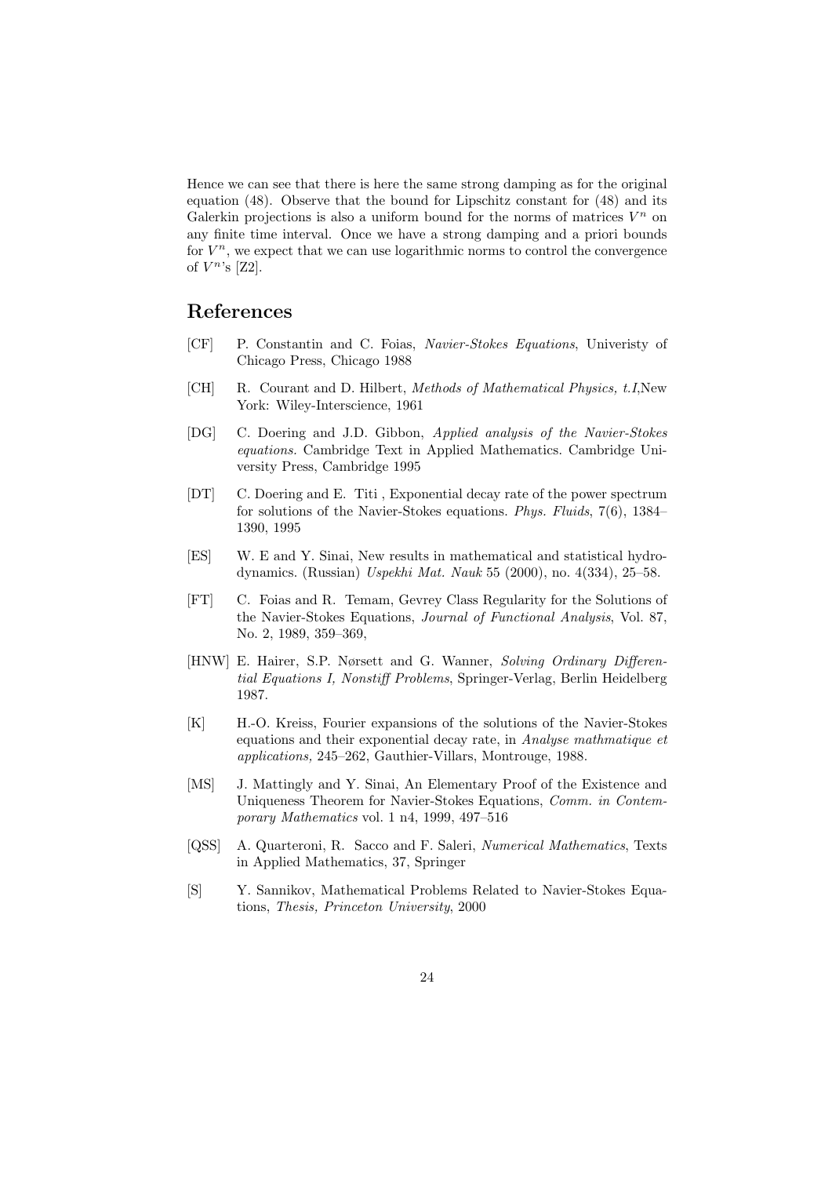Hence we can see that there is here the same strong damping as for the original equation (48). Observe that the bound for Lipschitz constant for (48) and its Galerkin projections is also a uniform bound for the norms of matrices $V^n$ on any finite time interval. Once we have a strong damping and a priori bounds for $V^n$, we expect that we can use logarithmic norms to control the convergence of $V^n$'s [Z2].

# References

[CF] P. Constantin and C. Foias, *Navier-Stokes Equations*, Univeristy of Chicago Press, Chicago 1988

[CH] R. Courant and D. Hilbert, *Methods of Mathematical Physics, t.I*,New York: Wiley-Interscience, 1961

[DG] C. Doering and J.D. Gibbon, *Applied analysis of the Navier-Stokes equations.* Cambridge Text in Applied Mathematics. Cambridge University Press, Cambridge 1995

[DT] C. Doering and E. Titi , Exponential decay rate of the power spectrum for solutions of the Navier-Stokes equations. *Phys. Fluids*, 7(6), 1384–1390, 1995

[ES] W. E and Y. Sinai, New results in mathematical and statistical hydrodynamics. (Russian) *Uspekhi Mat. Nauk* 55 (2000), no. 4(334), 25–58.

[FT] C. Foias and R. Temam, Gevrey Class Regularity for the Solutions of the Navier-Stokes Equations, *Journal of Functional Analysis*, Vol. 87, No. 2, 1989, 359–369,

[HNW] E. Hairer, S.P. Nørsett and G. Wanner, *Solving Ordinary Differential Equations I, Nonstiff Problems*, Springer-Verlag, Berlin Heidelberg 1987.

[K] H.-O. Kreiss, Fourier expansions of the solutions of the Navier-Stokes equations and their exponential decay rate, in *Analyse mathmatique et applications,* 245–262, Gauthier-Villars, Montrouge, 1988.

[MS] J. Mattingly and Y. Sinai, An Elementary Proof of the Existence and Uniqueness Theorem for Navier-Stokes Equations, *Comm. in Contemporary Mathematics* vol. 1 n4, 1999, 497–516

[QSS] A. Quarteroni, R. Sacco and F. Saleri, *Numerical Mathematics*, Texts in Applied Mathematics, 37, Springer

[S] Y. Sannikov, Mathematical Problems Related to Navier-Stokes Equations, *Thesis, Princeton University*, 2000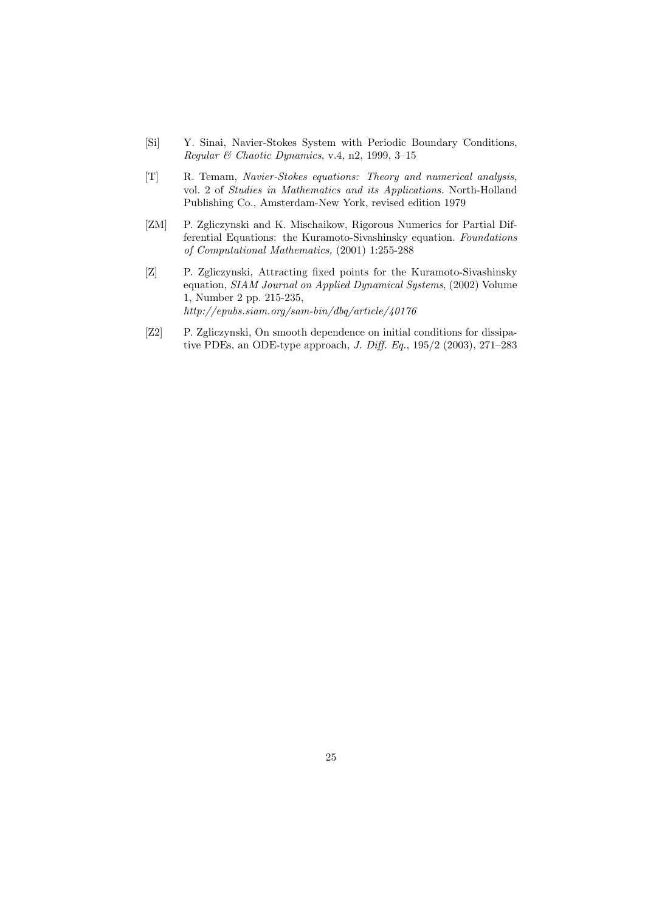[Si] Y. Sinai, Navier-Stokes System with Periodic Boundary Conditions, *Regular & Chaotic Dynamics*, v.4, n2, 1999, 3–15

[T] R. Temam, *Navier-Stokes equations: Theory and numerical analysis,* vol. 2 of *Studies in Mathematics and its Applications.* North-Holland Publishing Co., Amsterdam-New York, revised edition 1979

[ZM] P. Zgliczynski and K. Mischaikow, Rigorous Numerics for Partial Differential Equations: the Kuramoto-Sivashinsky equation. *Foundations of Computational Mathematics,* (2001) 1:255-288

[Z] P. Zgliczynski, Attracting fixed points for the Kuramoto-Sivashinsky equation, *SIAM Journal on Applied Dynamical Systems*, (2002) Volume 1, Number 2 pp. 215-235, *http://epubs.siam.org/sam-bin/dbq/article/40176*

[Z2] P. Zgliczynski, On smooth dependence on initial conditions for dissipative PDEs, an ODE-type approach, *J. Diff. Eq.*, 195/2 (2003), 271–283